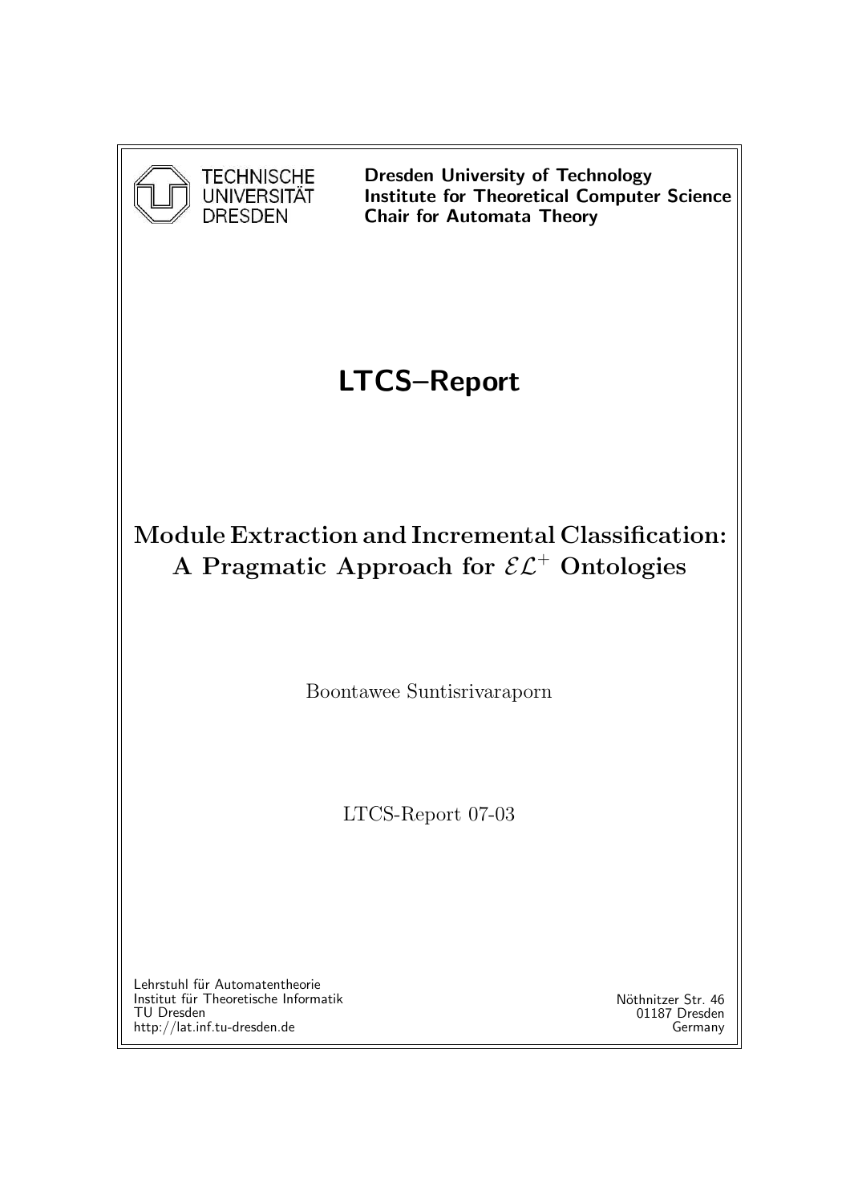TECHNISCHE
UNIVERSITÄT
DRESDEN

**Dresden University of Technology**
**Institute for Theoretical Computer Science**
**Chair for Automata Theory**

# LTCS–Report

## Module Extraction and Incremental Classification: A Pragmatic Approach for $\mathcal{EL}^+$ Ontologies

Boontawee Suntisrivaraporn

LTCS-Report 07-03

Lehrstuhl für Automatentheorie
Institut für Theoretische Informatik
TU Dresden
http://lat.inf.tu-dresden.de

Nöthnitzer Str. 46
01187 Dresden
Germany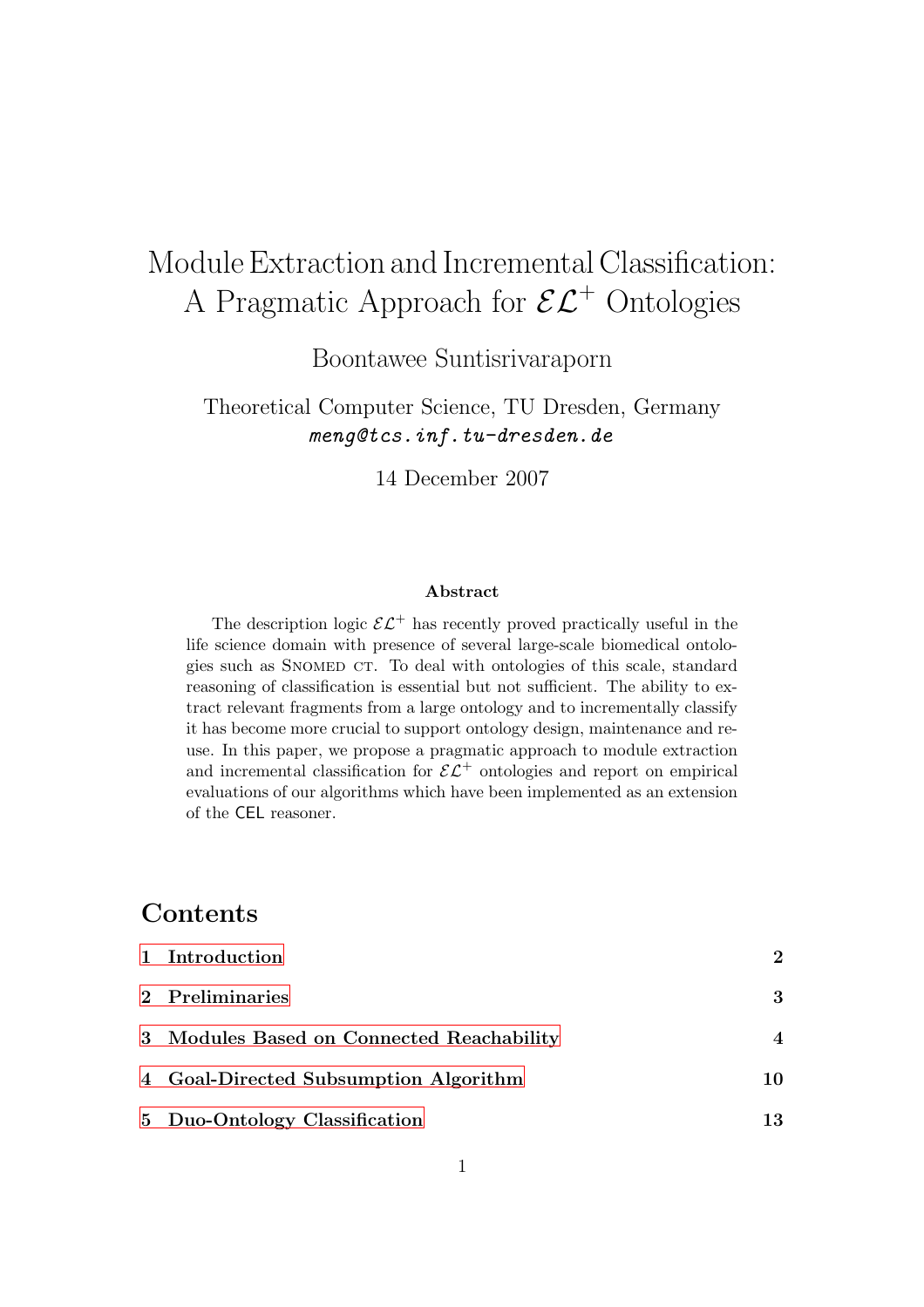# Module Extraction and Incremental Classification: A Pragmatic Approach for $\mathcal{EL}^+$ Ontologies

Boontawee Suntisrivaraporn

Theoretical Computer Science, TU Dresden, Germany
*meng@tcs.inf.tu-dresden.de*

14 December 2007

### Abstract

The description logic $\mathcal{EL}^+$ has recently proved practically useful in the life science domain with presence of several large-scale biomedical ontologies such as SNOMED CT. To deal with ontologies of this scale, standard reasoning of classification is essential but not sufficient. The ability to extract relevant fragments from a large ontology and to incrementally classify it has become more crucial to support ontology design, maintenance and reuse. In this paper, we propose a pragmatic approach to module extraction and incremental classification for $\mathcal{EL}^+$ ontologies and report on empirical evaluations of our algorithms which have been implemented as an extension of the CEL reasoner.

## Contents

| | |
|---|---|
| 1 Introduction | 2 |
| 2 Preliminaries | 3 |
| 3 Modules Based on Connected Reachability | 4 |
| 4 Goal-Directed Subsumption Algorithm | 10 |
| 5 Duo-Ontology Classification | 13 |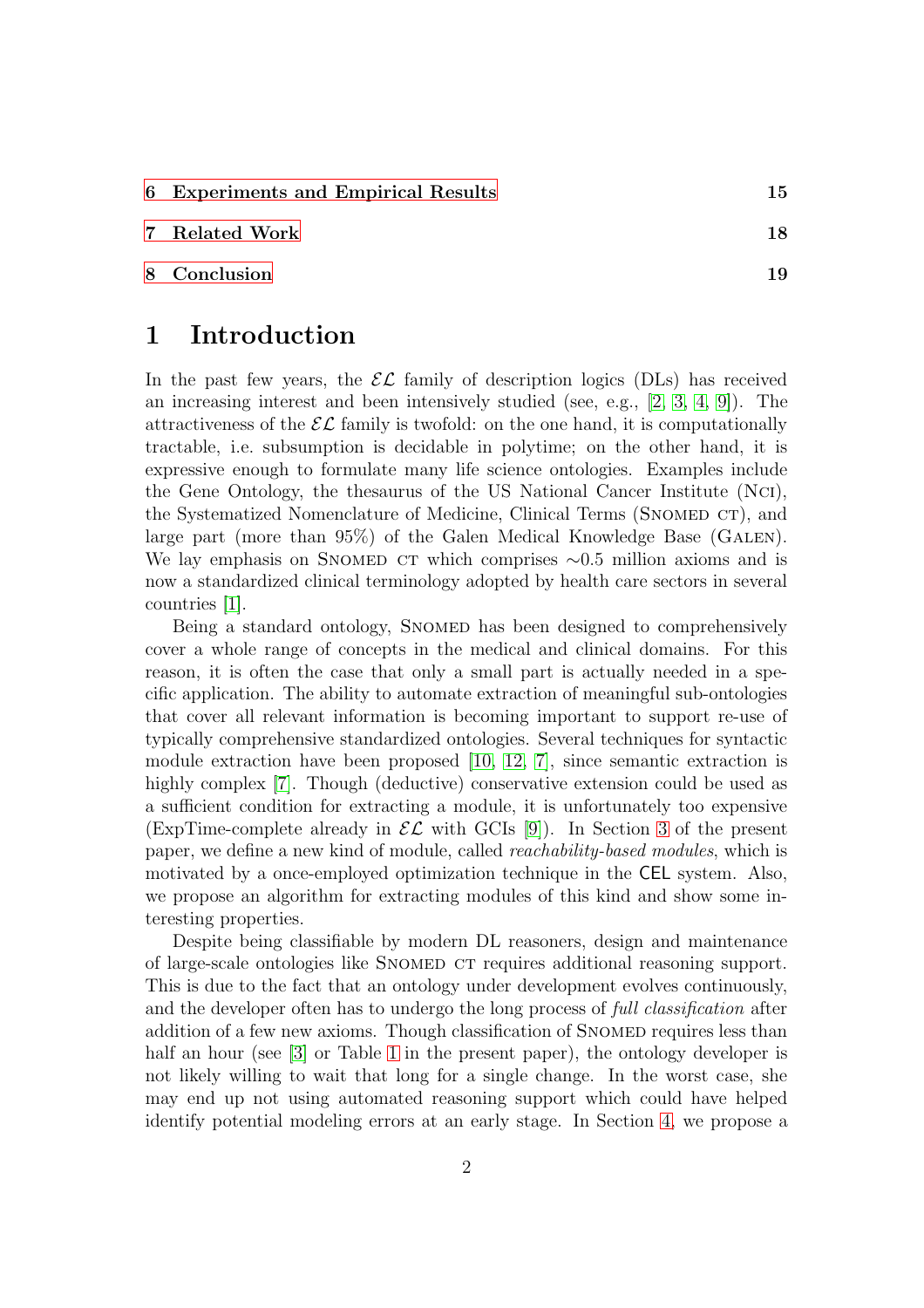6 Experiments and Empirical Results 15

7 Related Work 18

8 Conclusion 19

# 1 Introduction

In the past few years, the $\mathcal{EL}$ family of description logics (DLs) has received an increasing interest and been intensively studied (see, e.g., [2, 3, 4, 9]). The attractiveness of the $\mathcal{EL}$ family is twofold: on the one hand, it is computationally tractable, i.e. subsumption is decidable in polytime; on the other hand, it is expressive enough to formulate many life science ontologies. Examples include the Gene Ontology, the thesaurus of the US National Cancer Institute (Nci), the Systematized Nomenclature of Medicine, Clinical Terms (Snomed ct), and large part (more than 95%) of the Galen Medical Knowledge Base (Galen). We lay emphasis on Snomed ct which comprises $\sim$0.5 million axioms and is now a standardized clinical terminology adopted by health care sectors in several countries [1].

Being a standard ontology, Snomed has been designed to comprehensively cover a whole range of concepts in the medical and clinical domains. For this reason, it is often the case that only a small part is actually needed in a specific application. The ability to automate extraction of meaningful sub-ontologies that cover all relevant information is becoming important to support re-use of typically comprehensive standardized ontologies. Several techniques for syntactic module extraction have been proposed [10, 12, 7], since semantic extraction is highly complex [7]. Though (deductive) conservative extension could be used as a sufficient condition for extracting a module, it is unfortunately too expensive (ExpTime-complete already in $\mathcal{EL}$ with GCIs [9]). In Section 3 of the present paper, we define a new kind of module, called *reachability-based modules*, which is motivated by a once-employed optimization technique in the CEL system. Also, we propose an algorithm for extracting modules of this kind and show some interesting properties.

Despite being classifiable by modern DL reasoners, design and maintenance of large-scale ontologies like Snomed ct requires additional reasoning support. This is due to the fact that an ontology under development evolves continuously, and the developer often has to undergo the long process of *full classification* after addition of a few new axioms. Though classification of Snomed requires less than half an hour (see [3] or Table 1 in the present paper), the ontology developer is not likely willing to wait that long for a single change. In the worst case, she may end up not using automated reasoning support which could have helped identify potential modeling errors at an early stage. In Section 4, we propose a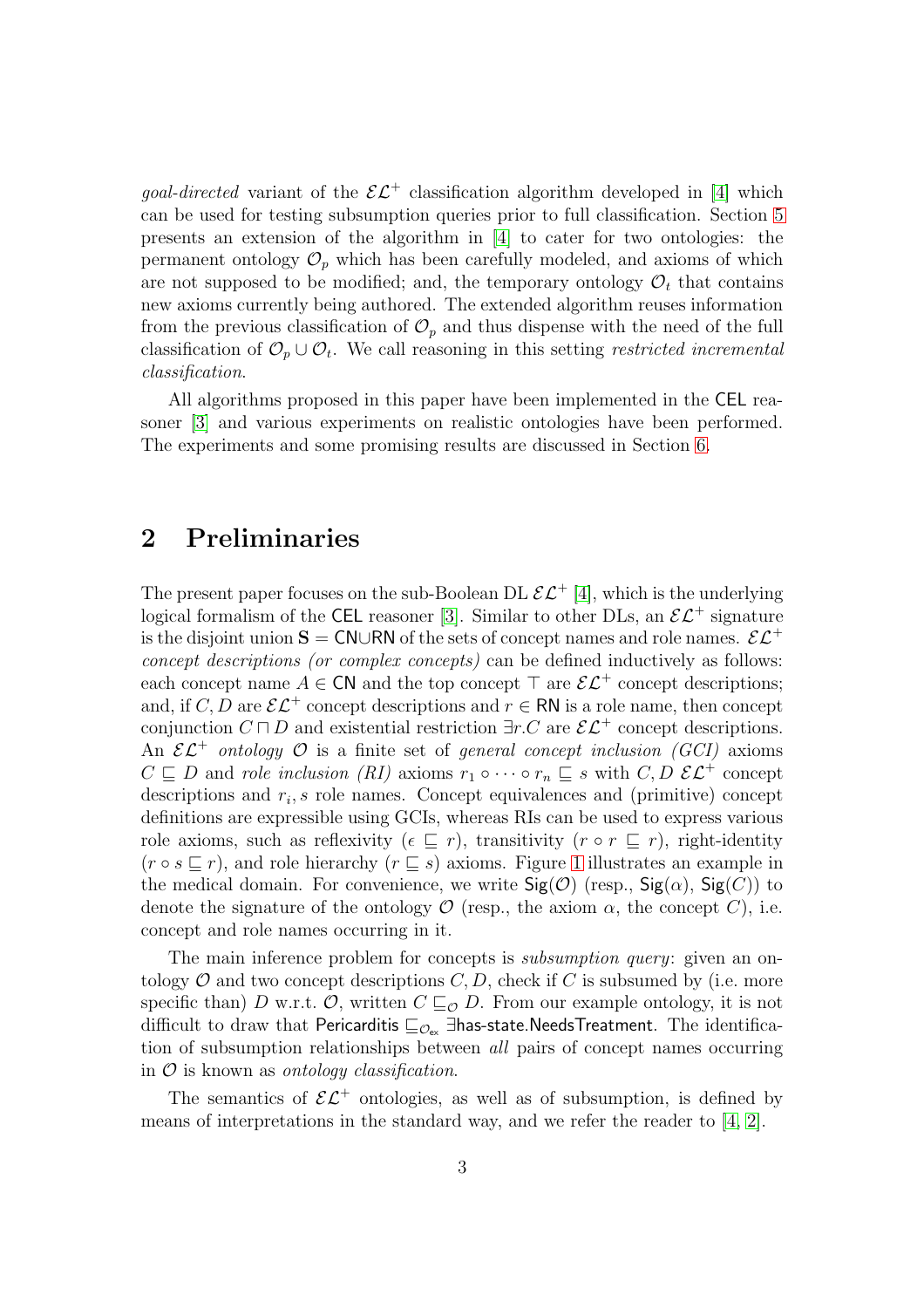*goal-directed* variant of the $\mathcal{EL}^+$ classification algorithm developed in [4] which can be used for testing subsumption queries prior to full classification. Section 5 presents an extension of the algorithm in [4] to cater for two ontologies: the permanent ontology $\mathcal{O}_p$ which has been carefully modeled, and axioms of which are not supposed to be modified; and, the temporary ontology $\mathcal{O}_t$ that contains new axioms currently being authored. The extended algorithm reuses information from the previous classification of $\mathcal{O}_p$ and thus dispense with the need of the full classification of $\mathcal{O}_p \cup \mathcal{O}_t$. We call reasoning in this setting *restricted incremental classification*.

All algorithms proposed in this paper have been implemented in the CEL reasoner [3] and various experiments on realistic ontologies have been performed. The experiments and some promising results are discussed in Section 6.

## 2 Preliminaries

The present paper focuses on the sub-Boolean DL $\mathcal{EL}^+$ [4], which is the underlying logical formalism of the CEL reasoner [3]. Similar to other DLs, an $\mathcal{EL}^+$ signature is the disjoint union $\mathbf{S} = \mathsf{CN} \cup \mathsf{RN}$ of the sets of concept names and role names. $\mathcal{EL}^+$ *concept descriptions (or complex concepts)* can be defined inductively as follows: each concept name $A \in \mathsf{CN}$ and the top concept $\top$ are $\mathcal{EL}^+$ concept descriptions; and, if $C, D$ are $\mathcal{EL}^+$ concept descriptions and $r \in \mathsf{RN}$ is a role name, then concept conjunction $C \sqcap D$ and existential restriction $\exists r.C$ are $\mathcal{EL}^+$ concept descriptions. An $\mathcal{EL}^+$ *ontology* $\mathcal{O}$ is a finite set of *general concept inclusion (GCI)* axioms $C \sqsubseteq D$ and *role inclusion (RI)* axioms $r_1 \circ \cdots \circ r_n \sqsubseteq s$ with $C, D$ $\mathcal{EL}^+$ concept descriptions and $r_i, s$ role names. Concept equivalences and (primitive) concept definitions are expressible using GCIs, whereas RIs can be used to express various role axioms, such as reflexivity ($\epsilon \sqsubseteq r$), transitivity ($r \circ r \sqsubseteq r$), right-identity ($r \circ s \sqsubseteq r$), and role hierarchy ($r \sqsubseteq s$) axioms. Figure 1 illustrates an example in the medical domain. For convenience, we write $\mathsf{Sig}(\mathcal{O})$ (resp., $\mathsf{Sig}(\alpha)$, $\mathsf{Sig}(C)$) to denote the signature of the ontology $\mathcal{O}$ (resp., the axiom $\alpha$, the concept $C$), i.e. concept and role names occurring in it.

The main inference problem for concepts is *subsumption query*: given an ontology $\mathcal{O}$ and two concept descriptions $C, D$, check if $C$ is subsumed by (i.e. more specific than) $D$ w.r.t. $\mathcal{O}$, written $C \sqsubseteq_{\mathcal{O}} D$. From our example ontology, it is not difficult to draw that $\mathsf{Pericarditis} \sqsubseteq_{\mathcal{O}_{\mathsf{ex}}} \exists \mathsf{has\text{-}state.NeedsTreatment}$. The identification of subsumption relationships between *all* pairs of concept names occurring in $\mathcal{O}$ is known as *ontology classification*.

The semantics of $\mathcal{EL}^+$ ontologies, as well as of subsumption, is defined by means of interpretations in the standard way, and we refer the reader to [4, 2].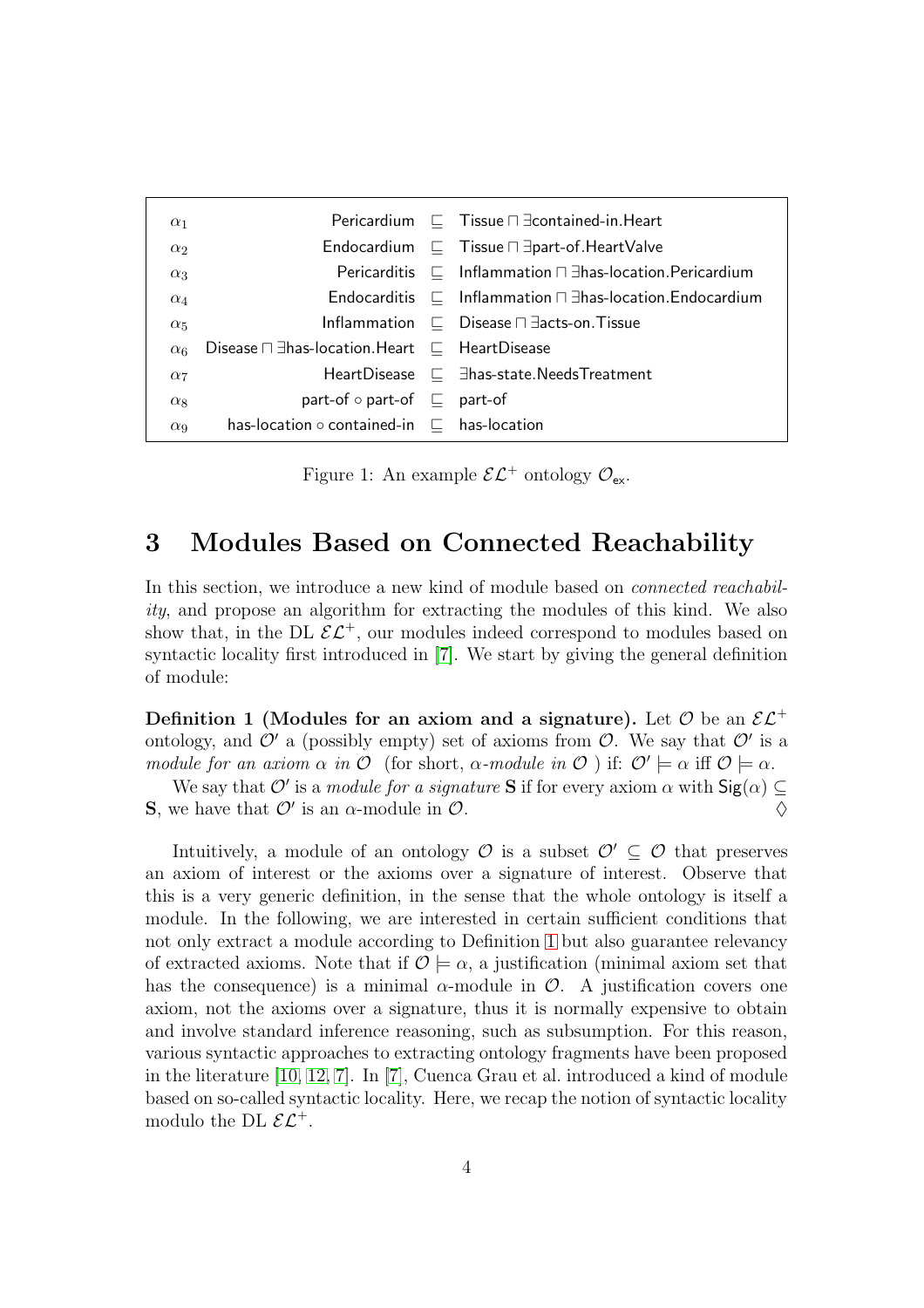| | | | |
|---|---|---|---|
| $\alpha_1$ | Pericardium | $\sqsubseteq$ | Tissue $\sqcap$ $\exists$contained-in.Heart |
| $\alpha_2$ | Endocardium | $\sqsubseteq$ | Tissue $\sqcap$ $\exists$part-of.HeartValve |
| $\alpha_3$ | Pericarditis | $\sqsubseteq$ | Inflammation $\sqcap$ $\exists$has-location.Pericardium |
| $\alpha_4$ | Endocarditis | $\sqsubseteq$ | Inflammation $\sqcap$ $\exists$has-location.Endocardium |
| $\alpha_5$ | Inflammation | $\sqsubseteq$ | Disease $\sqcap$ $\exists$acts-on.Tissue |
| $\alpha_6$ | Disease $\sqcap$ $\exists$has-location.Heart | $\sqsubseteq$ | HeartDisease |
| $\alpha_7$ | HeartDisease | $\sqsubseteq$ | $\exists$has-state.NeedsTreatment |
| $\alpha_8$ | part-of $\circ$ part-of | $\sqsubseteq$ | part-of |
| $\alpha_9$ | has-location $\circ$ contained-in | $\sqsubseteq$ | has-location |

Figure 1: An example $\mathcal{EL}^+$ ontology $\mathcal{O}_{\mathsf{ex}}$.

## 3 Modules Based on Connected Reachability

In this section, we introduce a new kind of module based on *connected reachability*, and propose an algorithm for extracting the modules of this kind. We also show that, in the DL $\mathcal{EL}^+$, our modules indeed correspond to modules based on syntactic locality first introduced in [7]. We start by giving the general definition of module:

**Definition 1 (Modules for an axiom and a signature).** Let $\mathcal{O}$ be an $\mathcal{EL}^+$ ontology, and $\mathcal{O}'$ a (possibly empty) set of axioms from $\mathcal{O}$. We say that $\mathcal{O}'$ is a *module for an axiom* $\alpha$ *in* $\mathcal{O}$ (for short, $\alpha$-*module in* $\mathcal{O}$ ) if: $\mathcal{O}' \models \alpha$ iff $\mathcal{O} \models \alpha$.

We say that $\mathcal{O}'$ is a *module for a signature* $\mathbf{S}$ if for every axiom $\alpha$ with $\mathsf{Sig}(\alpha) \subseteq \mathbf{S}$, we have that $\mathcal{O}'$ is an $\alpha$-module in $\mathcal{O}$. $\Diamond$

Intuitively, a module of an ontology $\mathcal{O}$ is a subset $\mathcal{O}' \subseteq \mathcal{O}$ that preserves an axiom of interest or the axioms over a signature of interest. Observe that this is a very generic definition, in the sense that the whole ontology is itself a module. In the following, we are interested in certain sufficient conditions that not only extract a module according to Definition 1 but also guarantee relevancy of extracted axioms. Note that if $\mathcal{O} \models \alpha$, a justification (minimal axiom set that has the consequence) is a minimal $\alpha$-module in $\mathcal{O}$. A justification covers one axiom, not the axioms over a signature, thus it is normally expensive to obtain and involve standard inference reasoning, such as subsumption. For this reason, various syntactic approaches to extracting ontology fragments have been proposed in the literature [10, 12, 7]. In [7], Cuenca Grau et al. introduced a kind of module based on so-called syntactic locality. Here, we recap the notion of syntactic locality modulo the DL $\mathcal{EL}^+$.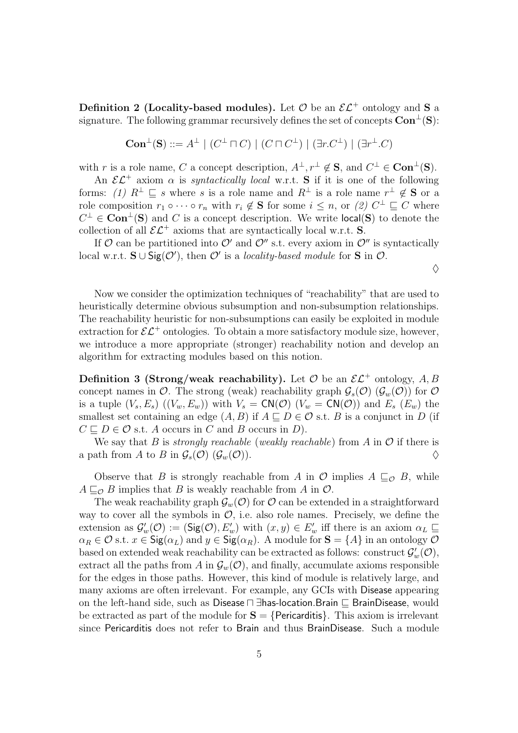**Definition 2 (Locality-based modules).** Let $\mathcal{O}$ be an $\mathcal{EL}^+$ ontology and $\mathbf{S}$ a signature. The following grammar recursively defines the set of concepts $\mathbf{Con}^\bot(\mathbf{S})$:

$$\mathbf{Con}^\bot(\mathbf{S}) ::= A^\bot \mid (C^\bot \sqcap C) \mid (C \sqcap C^\bot) \mid (\exists r.C^\bot) \mid (\exists r^\bot.C)$$

with $r$ is a role name, $C$ a concept description, $A^\bot, r^\bot \notin \mathbf{S}$, and $C^\bot \in \mathbf{Con}^\bot(\mathbf{S})$.

An $\mathcal{EL}^+$ axiom $\alpha$ is *syntactically local* w.r.t. $\mathbf{S}$ if it is one of the following forms: *(1)* $R^\bot \sqsubseteq s$ where $s$ is a role name and $R^\bot$ is a role name $r^\bot \notin \mathbf{S}$ or a role composition $r_1 \circ \cdots \circ r_n$ with $r_i \notin \mathbf{S}$ for some $i \leq n$, or *(2)* $C^\bot \sqsubseteq C$ where $C^\bot \in \mathbf{Con}^\bot(\mathbf{S})$ and $C$ is a concept description. We write $\mathsf{local}(\mathbf{S})$ to denote the collection of all $\mathcal{EL}^+$ axioms that are syntactically local w.r.t. $\mathbf{S}$.

If $\mathcal{O}$ can be partitioned into $\mathcal{O}'$ and $\mathcal{O}''$ s.t. every axiom in $\mathcal{O}''$ is syntactically local w.r.t. $\mathbf{S} \cup \mathsf{Sig}(\mathcal{O}')$, then $\mathcal{O}'$ is a *locality-based module* for $\mathbf{S}$ in $\mathcal{O}$. ♢

Now we consider the optimization techniques of "reachability" that are used to heuristically determine obvious subsumption and non-subsumption relationships. The reachability heuristic for non-subsumptions can easily be exploited in module extraction for $\mathcal{EL}^+$ ontologies. To obtain a more satisfactory module size, however, we introduce a more appropriate (stronger) reachability notion and develop an algorithm for extracting modules based on this notion.

**Definition 3 (Strong/weak reachability).** Let $\mathcal{O}$ be an $\mathcal{EL}^+$ ontology, $A, B$ concept names in $\mathcal{O}$. The strong (weak) reachability graph $\mathcal{G}_s(\mathcal{O})$ ($\mathcal{G}_w(\mathcal{O})$) for $\mathcal{O}$ is a tuple $(V_s, E_s)$ ($(V_w, E_w)$) with $V_s = \mathsf{CN}(\mathcal{O})$ ($V_w = \mathsf{CN}(\mathcal{O})$) and $E_s$ ($E_w$) the smallest set containing an edge $(A, B)$ if $A \sqsubseteq D \in \mathcal{O}$ s.t. $B$ is a conjunct in $D$ (if $C \sqsubseteq D \in \mathcal{O}$ s.t. $A$ occurs in $C$ and $B$ occurs in $D$).

We say that $B$ is *strongly reachable* (*weakly reachable*) from $A$ in $\mathcal{O}$ if there is a path from $A$ to $B$ in $\mathcal{G}_s(\mathcal{O})$ ($\mathcal{G}_w(\mathcal{O})$). ♢

Observe that $B$ is strongly reachable from $A$ in $\mathcal{O}$ implies $A \sqsubseteq_\mathcal{O} B$, while $A \sqsubseteq_\mathcal{O} B$ implies that $B$ is weakly reachable from $A$ in $\mathcal{O}$.

The weak reachability graph $\mathcal{G}_w(\mathcal{O})$ for $\mathcal{O}$ can be extended in a straightforward way to cover all the symbols in $\mathcal{O}$, i.e. also role names. Precisely, we define the extension as $\mathcal{G}'_w(\mathcal{O}) := (\mathsf{Sig}(\mathcal{O}), E'_w)$ with $(x, y) \in E'_w$ iff there is an axiom $\alpha_L \sqsubseteq \alpha_R \in \mathcal{O}$ s.t. $x \in \mathsf{Sig}(\alpha_L)$ and $y \in \mathsf{Sig}(\alpha_R)$. A module for $\mathbf{S} = \{A\}$ in an ontology $\mathcal{O}$ based on extended weak reachability can be extracted as follows: construct $\mathcal{G}'_w(\mathcal{O})$, extract all the paths from $A$ in $\mathcal{G}_w(\mathcal{O})$, and finally, accumulate axioms responsible for the edges in those paths. However, this kind of module is relatively large, and many axioms are often irrelevant. For example, any GCIs with $\mathsf{Disease}$ appearing on the left-hand side, such as $\mathsf{Disease} \sqcap \exists \mathsf{has\text{-}location}.\mathsf{Brain} \sqsubseteq \mathsf{BrainDisease}$, would be extracted as part of the module for $\mathbf{S} = \{\mathsf{Pericarditis}\}$. This axiom is irrelevant since $\mathsf{Pericarditis}$ does not refer to $\mathsf{Brain}$ and thus $\mathsf{BrainDisease}$. Such a module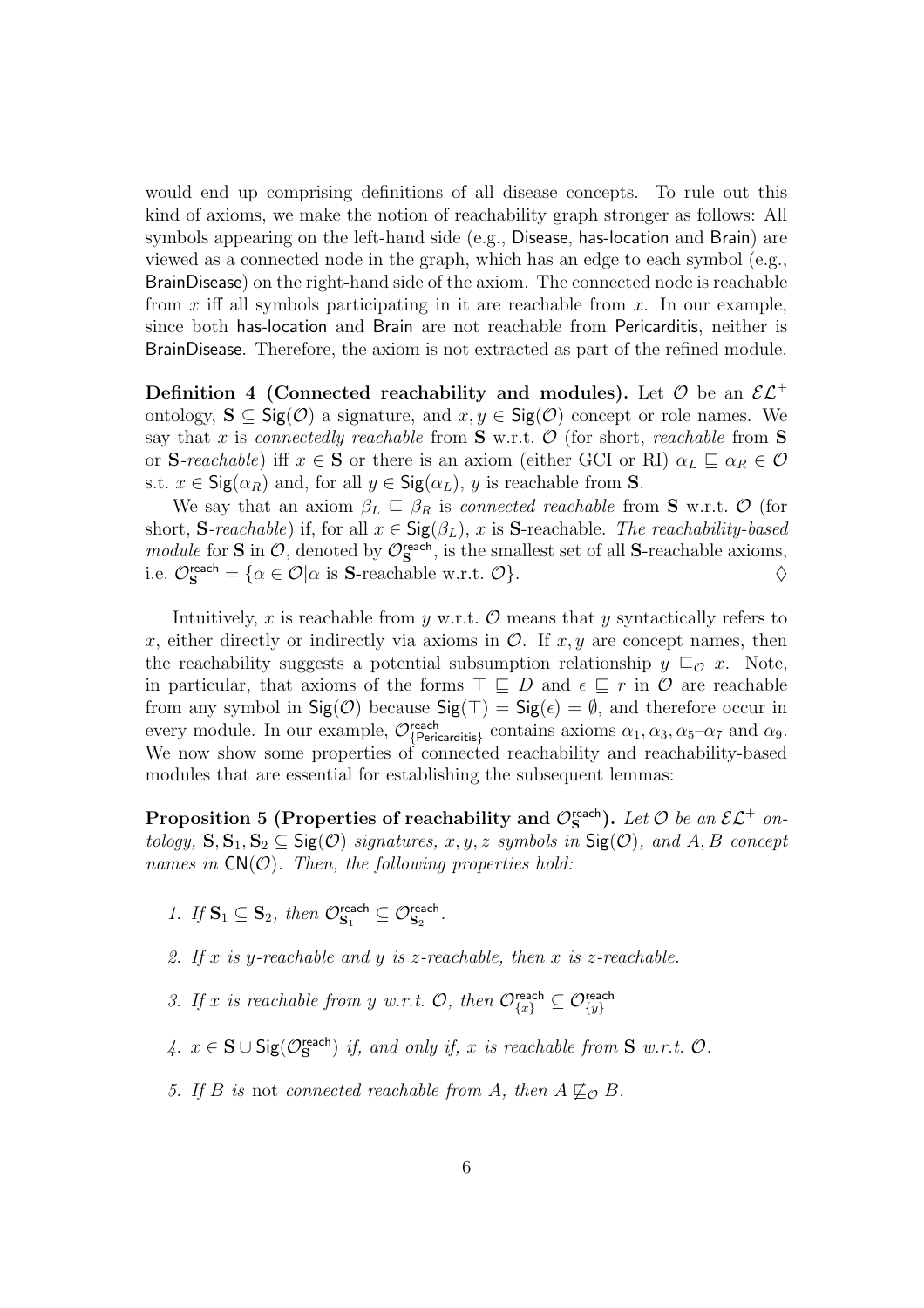would end up comprising definitions of all disease concepts. To rule out this kind of axioms, we make the notion of reachability graph stronger as follows: All symbols appearing on the left-hand side (e.g., Disease, has-location and Brain) are viewed as a connected node in the graph, which has an edge to each symbol (e.g., BrainDisease) on the right-hand side of the axiom. The connected node is reachable from $x$ iff all symbols participating in it are reachable from $x$. In our example, since both has-location and Brain are not reachable from Pericarditis, neither is BrainDisease. Therefore, the axiom is not extracted as part of the refined module.

**Definition 4 (Connected reachability and modules).** Let $\mathcal{O}$ be an $\mathcal{EL}^+$ ontology, $\mathbf{S} \subseteq \mathsf{Sig}(\mathcal{O})$ a signature, and $x, y \in \mathsf{Sig}(\mathcal{O})$ concept or role names. We say that $x$ is *connectedly reachable* from $\mathbf{S}$ w.r.t. $\mathcal{O}$ (for short, *reachable* from $\mathbf{S}$ or $\mathbf{S}$*-reachable*) iff $x \in \mathbf{S}$ or there is an axiom (either GCI or RI) $\alpha_L \sqsubseteq \alpha_R \in \mathcal{O}$ s.t. $x \in \mathsf{Sig}(\alpha_R)$ and, for all $y \in \mathsf{Sig}(\alpha_L)$, $y$ is reachable from $\mathbf{S}$.

We say that an axiom $\beta_L \sqsubseteq \beta_R$ is *connected reachable* from $\mathbf{S}$ w.r.t. $\mathcal{O}$ (for short, $\mathbf{S}$*-reachable*) if, for all $x \in \mathsf{Sig}(\beta_L)$, $x$ is $\mathbf{S}$-reachable. *The reachability-based module* for $\mathbf{S}$ in $\mathcal{O}$, denoted by $\mathcal{O}^{\mathsf{reach}}_{\mathbf{S}}$, is the smallest set of all $\mathbf{S}$-reachable axioms, i.e. $\mathcal{O}^{\mathsf{reach}}_{\mathbf{S}} = \{\alpha \in \mathcal{O} | \alpha \text{ is } \mathbf{S}\text{-reachable w.r.t. } \mathcal{O}\}$. $\Diamond$

Intuitively, $x$ is reachable from $y$ w.r.t. $\mathcal{O}$ means that $y$ syntactically refers to $x$, either directly or indirectly via axioms in $\mathcal{O}$. If $x, y$ are concept names, then the reachability suggests a potential subsumption relationship $y \sqsubseteq_{\mathcal{O}} x$. Note, in particular, that axioms of the forms $\top \sqsubseteq D$ and $\epsilon \sqsubseteq r$ in $\mathcal{O}$ are reachable from any symbol in $\mathsf{Sig}(\mathcal{O})$ because $\mathsf{Sig}(\top) = \mathsf{Sig}(\epsilon) = \emptyset$, and therefore occur in every module. In our example, $\mathcal{O}^{\mathsf{reach}}_{\{\mathsf{Pericarditis}\}}$ contains axioms $\alpha_1, \alpha_3, \alpha_5$–$\alpha_7$ and $\alpha_9$. We now show some properties of connected reachability and reachability-based modules that are essential for establishing the subsequent lemmas:

**Proposition 5 (Properties of reachability and $\mathcal{O}^{\mathsf{reach}}_{\mathbf{S}}$).** *Let $\mathcal{O}$ be an $\mathcal{EL}^+$ ontology, $\mathbf{S}, \mathbf{S}_1, \mathbf{S}_2 \subseteq \mathsf{Sig}(\mathcal{O})$ signatures, $x, y, z$ symbols in $\mathsf{Sig}(\mathcal{O})$, and $A, B$ concept names in $\mathsf{CN}(\mathcal{O})$. Then, the following properties hold:*

1. *If $\mathbf{S}_1 \subseteq \mathbf{S}_2$, then $\mathcal{O}^{\mathsf{reach}}_{\mathbf{S}_1} \subseteq \mathcal{O}^{\mathsf{reach}}_{\mathbf{S}_2}$.*
2. *If $x$ is $y$-reachable and $y$ is $z$-reachable, then $x$ is $z$-reachable.*
3. *If $x$ is reachable from $y$ w.r.t. $\mathcal{O}$, then $\mathcal{O}^{\mathsf{reach}}_{\{x\}} \subseteq \mathcal{O}^{\mathsf{reach}}_{\{y\}}$*
4. *$x \in \mathbf{S} \cup \mathsf{Sig}(\mathcal{O}^{\mathsf{reach}}_{\mathbf{S}})$ if, and only if, $x$ is reachable from $\mathbf{S}$ w.r.t. $\mathcal{O}$.*
5. *If $B$ is* not *connected reachable from $A$, then $A \not\sqsubseteq_{\mathcal{O}} B$.*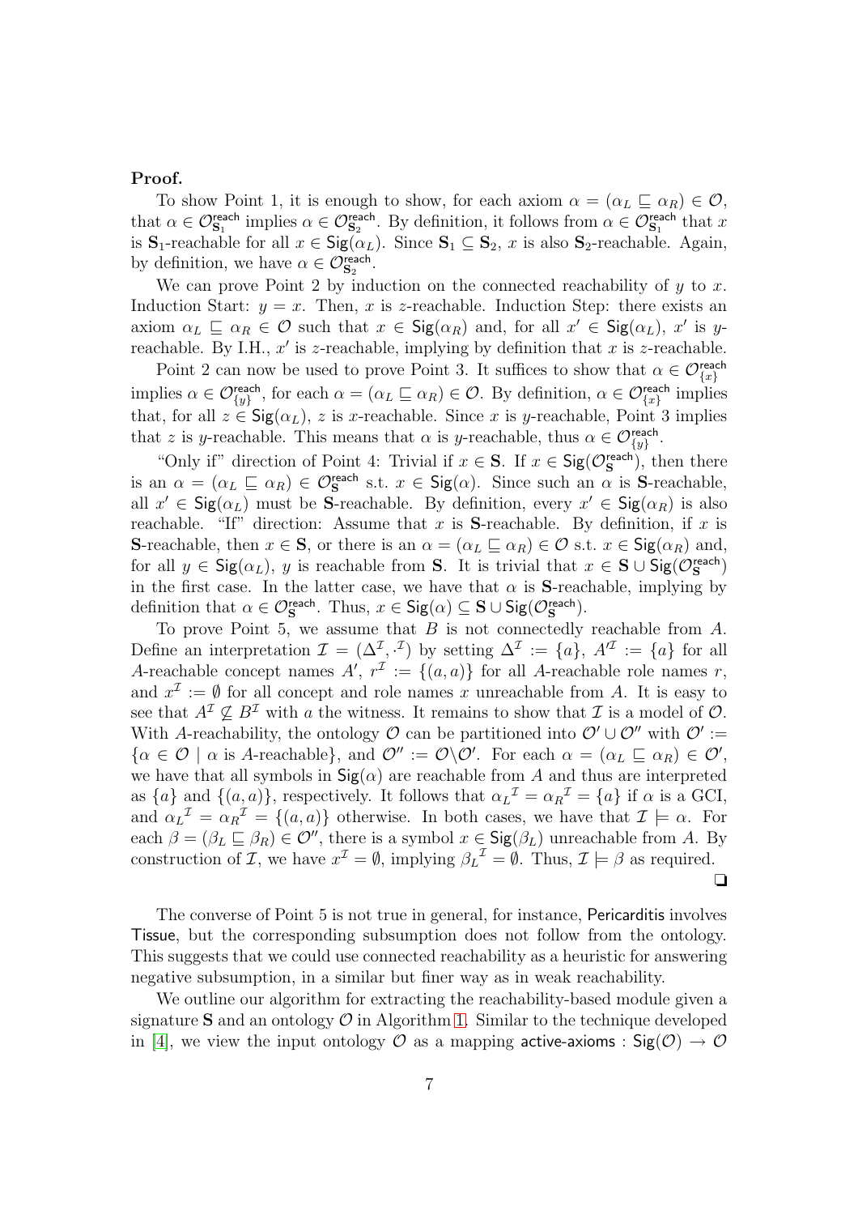**Proof.**

To show Point 1, it is enough to show, for each axiom $\alpha = (\alpha_L \sqsubseteq \alpha_R) \in \mathcal{O}$, that $\alpha \in \mathcal{O}^{\mathsf{reach}}_{\mathbf{S}_1}$ implies $\alpha \in \mathcal{O}^{\mathsf{reach}}_{\mathbf{S}_2}$. By definition, it follows from $\alpha \in \mathcal{O}^{\mathsf{reach}}_{\mathbf{S}_1}$ that $x$ is $\mathbf{S}_1$-reachable for all $x \in \mathsf{Sig}(\alpha_L)$. Since $\mathbf{S}_1 \subseteq \mathbf{S}_2$, $x$ is also $\mathbf{S}_2$-reachable. Again, by definition, we have $\alpha \in \mathcal{O}^{\mathsf{reach}}_{\mathbf{S}_2}$.

We can prove Point 2 by induction on the connected reachability of $y$ to $x$. Induction Start: $y = x$. Then, $x$ is $z$-reachable. Induction Step: there exists an axiom $\alpha_L \sqsubseteq \alpha_R \in \mathcal{O}$ such that $x \in \mathsf{Sig}(\alpha_R)$ and, for all $x' \in \mathsf{Sig}(\alpha_L)$, $x'$ is $y$-reachable. By I.H., $x'$ is $z$-reachable, implying by definition that $x$ is $z$-reachable.

Point 2 can now be used to prove Point 3. It suffices to show that $\alpha \in \mathcal{O}^{\mathsf{reach}}_{\{x\}}$ implies $\alpha \in \mathcal{O}^{\mathsf{reach}}_{\{y\}}$, for each $\alpha = (\alpha_L \sqsubseteq \alpha_R) \in \mathcal{O}$. By definition, $\alpha \in \mathcal{O}^{\mathsf{reach}}_{\{x\}}$ implies that, for all $z \in \mathsf{Sig}(\alpha_L)$, $z$ is $x$-reachable. Since $x$ is $y$-reachable, Point 3 implies that $z$ is $y$-reachable. This means that $\alpha$ is $y$-reachable, thus $\alpha \in \mathcal{O}^{\mathsf{reach}}_{\{y\}}$.

"Only if" direction of Point 4: Trivial if $x \in \mathbf{S}$. If $x \in \mathsf{Sig}(\mathcal{O}^{\mathsf{reach}}_{\mathbf{S}})$, then there is an $\alpha = (\alpha_L \sqsubseteq \alpha_R) \in \mathcal{O}^{\mathsf{reach}}_{\mathbf{S}}$ s.t. $x \in \mathsf{Sig}(\alpha)$. Since such an $\alpha$ is $\mathbf{S}$-reachable, all $x' \in \mathsf{Sig}(\alpha_L)$ must be $\mathbf{S}$-reachable. By definition, every $x' \in \mathsf{Sig}(\alpha_R)$ is also reachable. "If" direction: Assume that $x$ is $\mathbf{S}$-reachable. By definition, if $x$ is $\mathbf{S}$-reachable, then $x \in \mathbf{S}$, or there is an $\alpha = (\alpha_L \sqsubseteq \alpha_R) \in \mathcal{O}$ s.t. $x \in \mathsf{Sig}(\alpha_R)$ and, for all $y \in \mathsf{Sig}(\alpha_L)$, $y$ is reachable from $\mathbf{S}$. It is trivial that $x \in \mathbf{S} \cup \mathsf{Sig}(\mathcal{O}^{\mathsf{reach}}_{\mathbf{S}})$ in the first case. In the latter case, we have that $\alpha$ is $\mathbf{S}$-reachable, implying by definition that $\alpha \in \mathcal{O}^{\mathsf{reach}}_{\mathbf{S}}$. Thus, $x \in \mathsf{Sig}(\alpha) \subseteq \mathbf{S} \cup \mathsf{Sig}(\mathcal{O}^{\mathsf{reach}}_{\mathbf{S}})$.

To prove Point 5, we assume that $B$ is not connectedly reachable from $A$. Define an interpretation $\mathcal{I} = (\Delta^{\mathcal{I}}, \cdot^{\mathcal{I}})$ by setting $\Delta^{\mathcal{I}} := \{a\}$, $A'^{\mathcal{I}} := \{a\}$ for all $A$-reachable concept names $A'$, $r^{\mathcal{I}} := \{(a, a)\}$ for all $A$-reachable role names $r$, and $x^{\mathcal{I}} := \emptyset$ for all concept and role names $x$ unreachable from $A$. It is easy to see that $A^{\mathcal{I}} \not\subseteq B^{\mathcal{I}}$ with $a$ the witness. It remains to show that $\mathcal{I}$ is a model of $\mathcal{O}$. With $A$-reachability, the ontology $\mathcal{O}$ can be partitioned into $\mathcal{O}' \cup \mathcal{O}''$ with $\mathcal{O}' := \{\alpha \in \mathcal{O} \mid \alpha \text{ is } A\text{-reachable}\}$, and $\mathcal{O}'' := \mathcal{O} \backslash \mathcal{O}'$. For each $\alpha = (\alpha_L \sqsubseteq \alpha_R) \in \mathcal{O}'$, we have that all symbols in $\mathsf{Sig}(\alpha)$ are reachable from $A$ and thus are interpreted as $\{a\}$ and $\{(a, a)\}$, respectively. It follows that ${\alpha_L}^{\mathcal{I}} = {\alpha_R}^{\mathcal{I}} = \{a\}$ if $\alpha$ is a GCI, and ${\alpha_L}^{\mathcal{I}} = {\alpha_R}^{\mathcal{I}} = \{(a, a)\}$ otherwise. In both cases, we have that $\mathcal{I} \models \alpha$. For each $\beta = (\beta_L \sqsubseteq \beta_R) \in \mathcal{O}''$, there is a symbol $x \in \mathsf{Sig}(\beta_L)$ unreachable from $A$. By construction of $\mathcal{I}$, we have $x^{\mathcal{I}} = \emptyset$, implying ${\beta_L}^{\mathcal{I}} = \emptyset$. Thus, $\mathcal{I} \models \beta$ as required. ❏

The converse of Point 5 is not true in general, for instance, Pericarditis involves Tissue, but the corresponding subsumption does not follow from the ontology. This suggests that we could use connected reachability as a heuristic for answering negative subsumption, in a similar but finer way as in weak reachability.

We outline our algorithm for extracting the reachability-based module given a signature $\mathbf{S}$ and an ontology $\mathcal{O}$ in Algorithm 1. Similar to the technique developed in [4], we view the input ontology $\mathcal{O}$ as a mapping $\mathsf{active\text{-}axioms} : \mathsf{Sig}(\mathcal{O}) \rightarrow \mathcal{O}$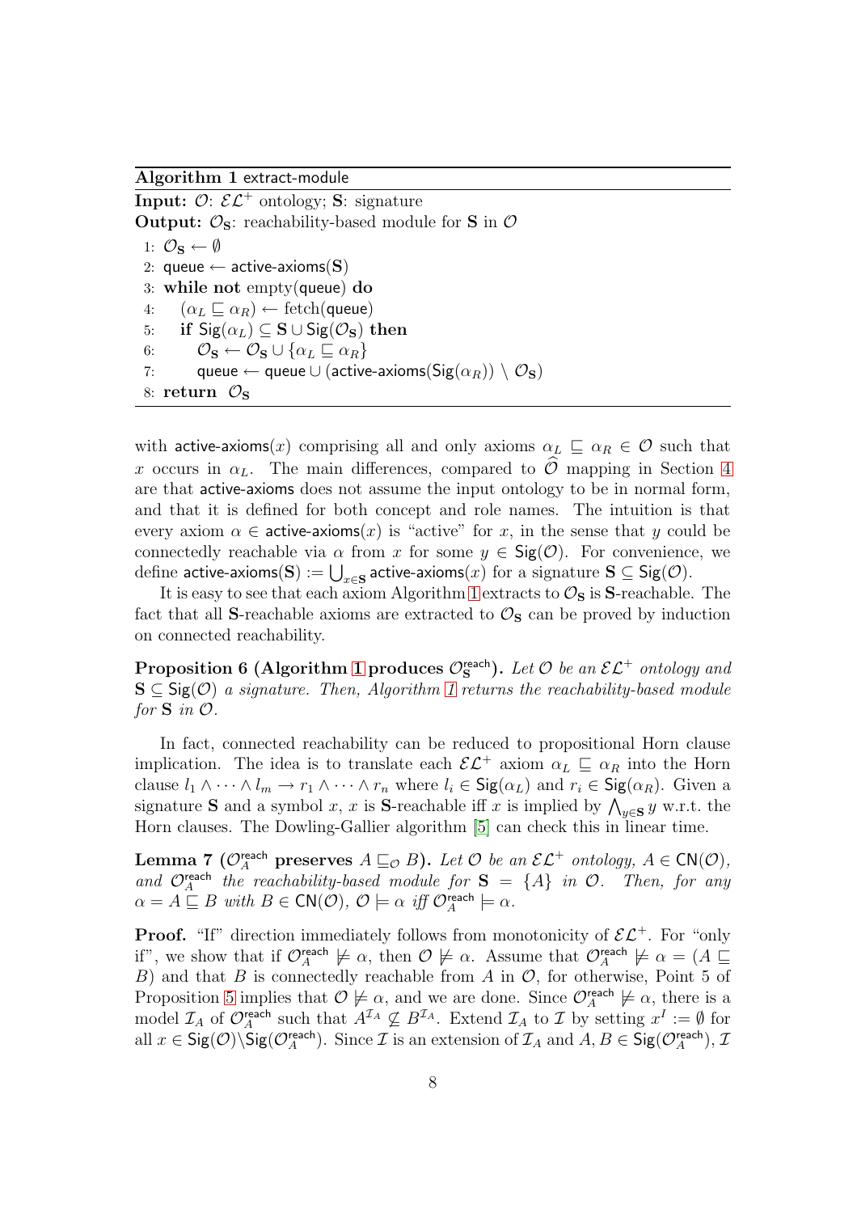**Algorithm 1** extract-module

**Input:** $\mathcal{O}$: $\mathcal{EL}^+$ ontology; $\mathbf{S}$: signature
**Output:** $\mathcal{O}_\mathbf{S}$: reachability-based module for $\mathbf{S}$ in $\mathcal{O}$

```
1: O_S ← ∅
2: queue ← active-axioms(S)
3: while not empty(queue) do
4:    (α_L ⊑ α_R) ← fetch(queue)
5:    if Sig(α_L) ⊆ S ∪ Sig(O_S) then
6:       O_S ← O_S ∪ {α_L ⊑ α_R}
7:       queue ← queue ∪ (active-axioms(Sig(α_R)) \ O_S)
8: return O_S
```

with $\mathsf{active\text{-}axioms}(x)$ comprising all and only axioms $\alpha_L \sqsubseteq \alpha_R \in \mathcal{O}$ such that $x$ occurs in $\alpha_L$. The main differences, compared to $\widehat{\mathcal{O}}$ mapping in Section 4 are that $\mathsf{active\text{-}axioms}$ does not assume the input ontology to be in normal form, and that it is defined for both concept and role names. The intuition is that every axiom $\alpha \in \mathsf{active\text{-}axioms}(x)$ is "active" for $x$, in the sense that $y$ could be connectedly reachable via $\alpha$ from $x$ for some $y \in \mathsf{Sig}(\mathcal{O})$. For convenience, we define $\mathsf{active\text{-}axioms}(\mathbf{S}) := \bigcup_{x \in \mathbf{S}} \mathsf{active\text{-}axioms}(x)$ for a signature $\mathbf{S} \subseteq \mathsf{Sig}(\mathcal{O})$.

It is easy to see that each axiom Algorithm 1 extracts to $\mathcal{O}_\mathbf{S}$ is $\mathbf{S}$-reachable. The fact that all $\mathbf{S}$-reachable axioms are extracted to $\mathcal{O}_\mathbf{S}$ can be proved by induction on connected reachability.

**Proposition 6 (Algorithm 1 produces $\mathcal{O}_\mathbf{S}^{\mathsf{reach}}$).** *Let $\mathcal{O}$ be an $\mathcal{EL}^+$ ontology and $\mathbf{S} \subseteq \mathsf{Sig}(\mathcal{O})$ a signature. Then, Algorithm 1 returns the reachability-based module for $\mathbf{S}$ in $\mathcal{O}$.*

In fact, connected reachability can be reduced to propositional Horn clause implication. The idea is to translate each $\mathcal{EL}^+$ axiom $\alpha_L \sqsubseteq \alpha_R$ into the Horn clause $l_1 \wedge \cdots \wedge l_m \to r_1 \wedge \cdots \wedge r_n$ where $l_i \in \mathsf{Sig}(\alpha_L)$ and $r_i \in \mathsf{Sig}(\alpha_R)$. Given a signature $\mathbf{S}$ and a symbol $x$, $x$ is $\mathbf{S}$-reachable iff $x$ is implied by $\bigwedge_{y \in \mathbf{S}} y$ w.r.t. the Horn clauses. The Dowling-Gallier algorithm [5] can check this in linear time.

**Lemma 7 ($\mathcal{O}_A^{\mathsf{reach}}$ preserves $A \sqsubseteq_\mathcal{O} B$).** *Let $\mathcal{O}$ be an $\mathcal{EL}^+$ ontology, $A \in \mathsf{CN}(\mathcal{O})$, and $\mathcal{O}_A^{\mathsf{reach}}$ the reachability-based module for $\mathbf{S} = \{A\}$ in $\mathcal{O}$. Then, for any $\alpha = A \sqsubseteq B$ with $B \in \mathsf{CN}(\mathcal{O})$, $\mathcal{O} \models \alpha$ iff $\mathcal{O}_A^{\mathsf{reach}} \models \alpha$.*

**Proof.** "If" direction immediately follows from monotonicity of $\mathcal{EL}^+$. For "only if", we show that if $\mathcal{O}_A^{\mathsf{reach}} \not\models \alpha$, then $\mathcal{O} \not\models \alpha$. Assume that $\mathcal{O}_A^{\mathsf{reach}} \not\models \alpha = (A \sqsubseteq B)$ and that $B$ is connectedly reachable from $A$ in $\mathcal{O}$, for otherwise, Point 5 of Proposition 5 implies that $\mathcal{O} \not\models \alpha$, and we are done. Since $\mathcal{O}_A^{\mathsf{reach}} \not\models \alpha$, there is a model $\mathcal{I}_A$ of $\mathcal{O}_A^{\mathsf{reach}}$ such that $A^{\mathcal{I}_A} \not\subseteq B^{\mathcal{I}_A}$. Extend $\mathcal{I}_A$ to $\mathcal{I}$ by setting $x^I := \emptyset$ for all $x \in \mathsf{Sig}(\mathcal{O}) \setminus \mathsf{Sig}(\mathcal{O}_A^{\mathsf{reach}})$. Since $\mathcal{I}$ is an extension of $\mathcal{I}_A$ and $A, B \in \mathsf{Sig}(\mathcal{O}_A^{\mathsf{reach}})$, $\mathcal{I}$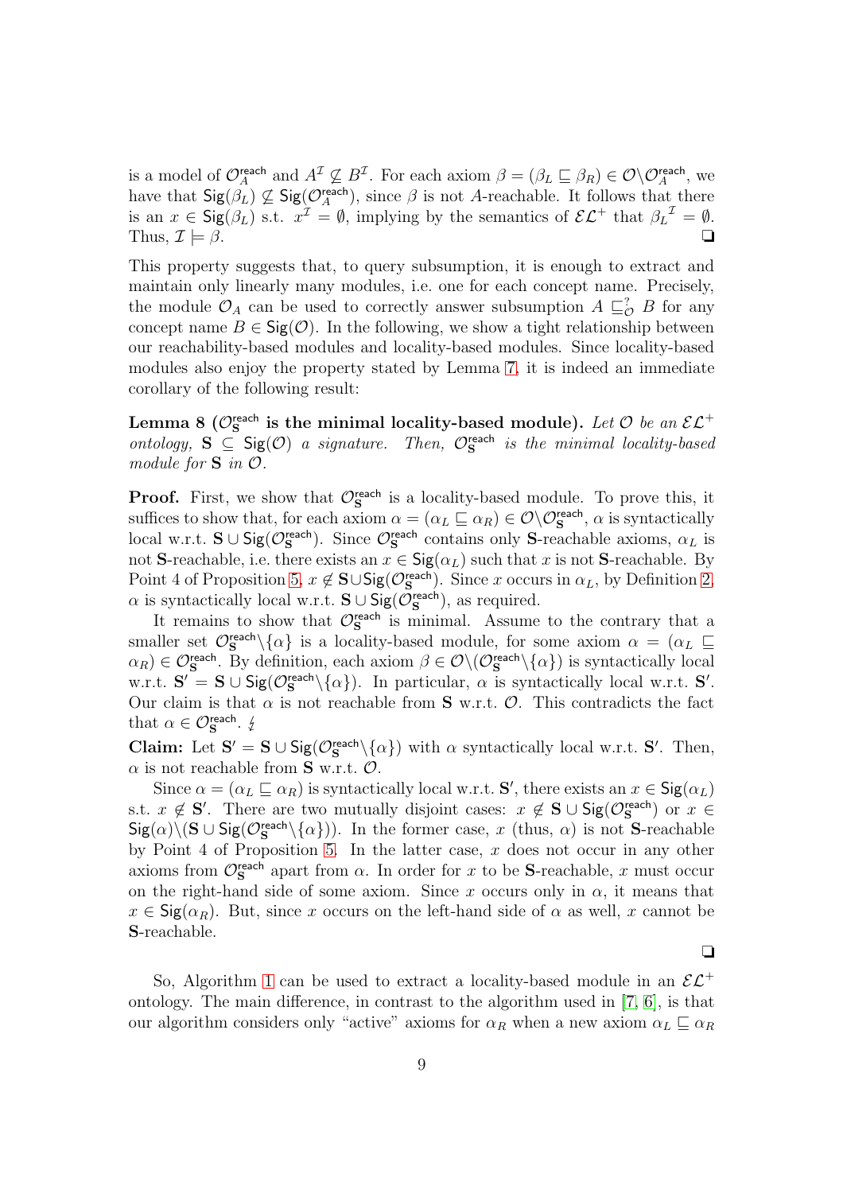is a model of $\mathcal{O}_A^{\mathsf{reach}}$ and $A^{\mathcal{I}} \not\subseteq B^{\mathcal{I}}$. For each axiom $\beta = (\beta_L \sqsubseteq \beta_R) \in \mathcal{O} \backslash \mathcal{O}_A^{\mathsf{reach}}$, we have that $\mathsf{Sig}(\beta_L) \not\subseteq \mathsf{Sig}(\mathcal{O}_A^{\mathsf{reach}})$, since $\beta$ is not $A$-reachable. It follows that there is an $x \in \mathsf{Sig}(\beta_L)$ s.t. $x^{\mathcal{I}} = \emptyset$, implying by the semantics of $\mathcal{EL}^+$ that ${\beta_L}^{\mathcal{I}} = \emptyset$. Thus, $\mathcal{I} \models \beta$. ❑

This property suggests that, to query subsumption, it is enough to extract and maintain only linearly many modules, i.e. one for each concept name. Precisely, the module $\mathcal{O}_A$ can be used to correctly answer subsumption $A \sqsubseteq_{\mathcal{O}}^{?} B$ for any concept name $B \in \mathsf{Sig}(\mathcal{O})$. In the following, we show a tight relationship between our reachability-based modules and locality-based modules. Since locality-based modules also enjoy the property stated by Lemma 7, it is indeed an immediate corollary of the following result:

**Lemma 8 ($\mathcal{O}_{\mathbf{S}}^{\mathsf{reach}}$ is the minimal locality-based module).** *Let $\mathcal{O}$ be an $\mathcal{EL}^+$ ontology, $\mathbf{S} \subseteq \mathsf{Sig}(\mathcal{O})$ a signature. Then, $\mathcal{O}_{\mathbf{S}}^{\mathsf{reach}}$ is the minimal locality-based module for $\mathbf{S}$ in $\mathcal{O}$.*

**Proof.** First, we show that $\mathcal{O}_{\mathbf{S}}^{\mathsf{reach}}$ is a locality-based module. To prove this, it suffices to show that, for each axiom $\alpha = (\alpha_L \sqsubseteq \alpha_R) \in \mathcal{O} \backslash \mathcal{O}_{\mathbf{S}}^{\mathsf{reach}}$, $\alpha$ is syntactically local w.r.t. $\mathbf{S} \cup \mathsf{Sig}(\mathcal{O}_{\mathbf{S}}^{\mathsf{reach}})$. Since $\mathcal{O}_{\mathbf{S}}^{\mathsf{reach}}$ contains only $\mathbf{S}$-reachable axioms, $\alpha_L$ is not $\mathbf{S}$-reachable, i.e. there exists an $x \in \mathsf{Sig}(\alpha_L)$ such that $x$ is not $\mathbf{S}$-reachable. By Point 4 of Proposition 5, $x \notin \mathbf{S} \cup \mathsf{Sig}(\mathcal{O}_{\mathbf{S}}^{\mathsf{reach}})$. Since $x$ occurs in $\alpha_L$, by Definition 2, $\alpha$ is syntactically local w.r.t. $\mathbf{S} \cup \mathsf{Sig}(\mathcal{O}_{\mathbf{S}}^{\mathsf{reach}})$, as required.

It remains to show that $\mathcal{O}_{\mathbf{S}}^{\mathsf{reach}}$ is minimal. Assume to the contrary that a smaller set $\mathcal{O}_{\mathbf{S}}^{\mathsf{reach}} \backslash \{\alpha\}$ is a locality-based module, for some axiom $\alpha = (\alpha_L \sqsubseteq \alpha_R) \in \mathcal{O}_{\mathbf{S}}^{\mathsf{reach}}$. By definition, each axiom $\beta \in \mathcal{O} \backslash (\mathcal{O}_{\mathbf{S}}^{\mathsf{reach}} \backslash \{\alpha\})$ is syntactically local w.r.t. $\mathbf{S}' = \mathbf{S} \cup \mathsf{Sig}(\mathcal{O}_{\mathbf{S}}^{\mathsf{reach}} \backslash \{\alpha\})$. In particular, $\alpha$ is syntactically local w.r.t. $\mathbf{S}'$. Our claim is that $\alpha$ is not reachable from $\mathbf{S}$ w.r.t. $\mathcal{O}$. This contradicts the fact that $\alpha \in \mathcal{O}_{\mathbf{S}}^{\mathsf{reach}}$. $\lightning$

**Claim:** Let $\mathbf{S}' = \mathbf{S} \cup \mathsf{Sig}(\mathcal{O}_{\mathbf{S}}^{\mathsf{reach}} \backslash \{\alpha\})$ with $\alpha$ syntactically local w.r.t. $\mathbf{S}'$. Then, $\alpha$ is not reachable from $\mathbf{S}$ w.r.t. $\mathcal{O}$.

Since $\alpha = (\alpha_L \sqsubseteq \alpha_R)$ is syntactically local w.r.t. $\mathbf{S}'$, there exists an $x \in \mathsf{Sig}(\alpha_L)$ s.t. $x \notin \mathbf{S}'$. There are two mutually disjoint cases: $x \notin \mathbf{S} \cup \mathsf{Sig}(\mathcal{O}_{\mathbf{S}}^{\mathsf{reach}})$ or $x \in \mathsf{Sig}(\alpha) \backslash (\mathbf{S} \cup \mathsf{Sig}(\mathcal{O}_{\mathbf{S}}^{\mathsf{reach}} \backslash \{\alpha\}))$. In the former case, $x$ (thus, $\alpha$) is not $\mathbf{S}$-reachable by Point 4 of Proposition 5. In the latter case, $x$ does not occur in any other axioms from $\mathcal{O}_{\mathbf{S}}^{\mathsf{reach}}$ apart from $\alpha$. In order for $x$ to be $\mathbf{S}$-reachable, $x$ must occur on the right-hand side of some axiom. Since $x$ occurs only in $\alpha$, it means that $x \in \mathsf{Sig}(\alpha_R)$. But, since $x$ occurs on the left-hand side of $\alpha$ as well, $x$ cannot be $\mathbf{S}$-reachable.

❑

So, Algorithm 1 can be used to extract a locality-based module in an $\mathcal{EL}^+$ ontology. The main difference, in contrast to the algorithm used in [7, 6], is that our algorithm considers only "active" axioms for $\alpha_R$ when a new axiom $\alpha_L \sqsubseteq \alpha_R$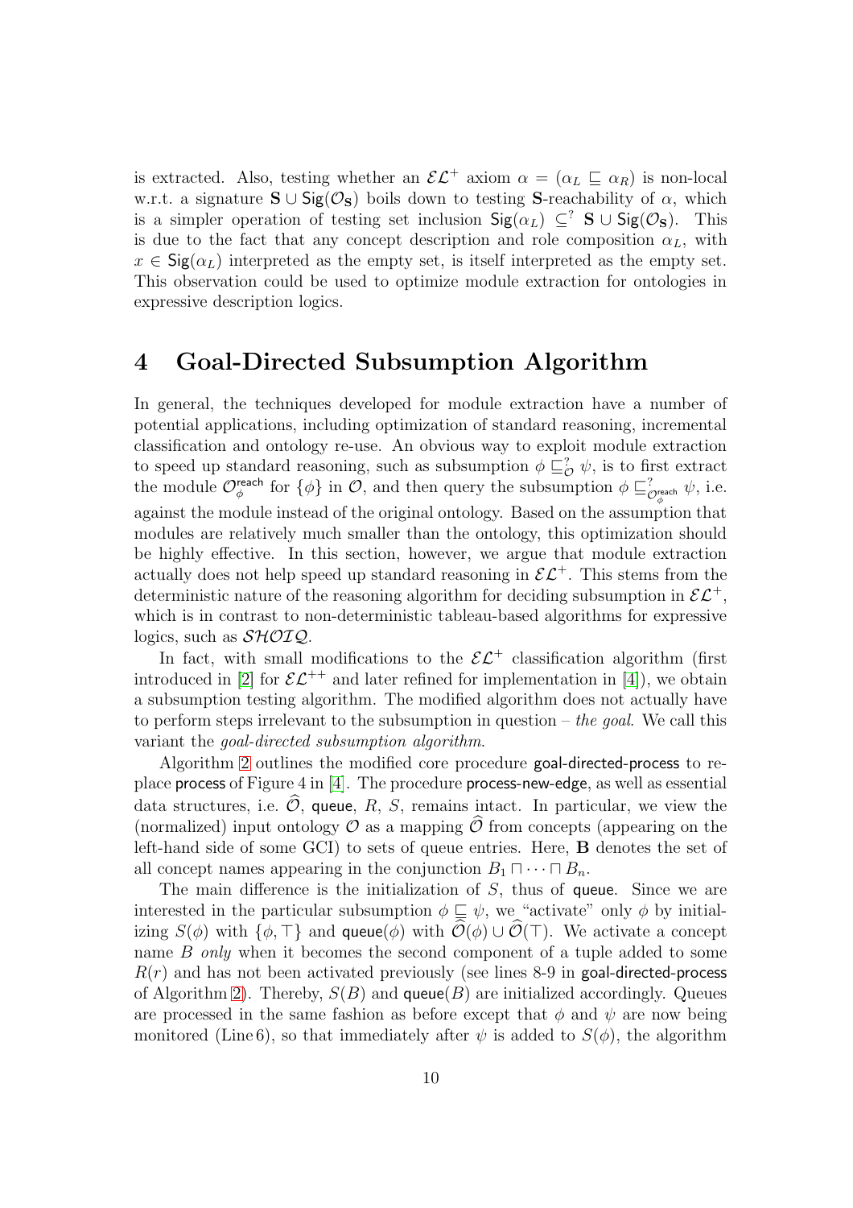is extracted. Also, testing whether an $\mathcal{EL}^+$ axiom $\alpha = (\alpha_L \sqsubseteq \alpha_R)$ is non-local w.r.t. a signature $\mathbf{S} \cup \mathsf{Sig}(\mathcal{O}_\mathbf{S})$ boils down to testing $\mathbf{S}$-reachability of $\alpha$, which is a simpler operation of testing set inclusion $\mathsf{Sig}(\alpha_L) \subseteq^? \mathbf{S} \cup \mathsf{Sig}(\mathcal{O}_\mathbf{S})$. This is due to the fact that any concept description and role composition $\alpha_L$, with $x \in \mathsf{Sig}(\alpha_L)$ interpreted as the empty set, is itself interpreted as the empty set. This observation could be used to optimize module extraction for ontologies in expressive description logics.

# 4 Goal-Directed Subsumption Algorithm

In general, the techniques developed for module extraction have a number of potential applications, including optimization of standard reasoning, incremental classification and ontology re-use. An obvious way to exploit module extraction to speed up standard reasoning, such as subsumption $\phi \sqsubseteq^?_\mathcal{O} \psi$, is to first extract the module $\mathcal{O}^{\mathsf{reach}}_\phi$ for $\{\phi\}$ in $\mathcal{O}$, and then query the subsumption $\phi \sqsubseteq^?_{\mathcal{O}^{\mathsf{reach}}_\phi} \psi$, i.e. against the module instead of the original ontology. Based on the assumption that modules are relatively much smaller than the ontology, this optimization should be highly effective. In this section, however, we argue that module extraction actually does not help speed up standard reasoning in $\mathcal{EL}^+$. This stems from the deterministic nature of the reasoning algorithm for deciding subsumption in $\mathcal{EL}^+$, which is in contrast to non-deterministic tableau-based algorithms for expressive logics, such as $\mathcal{SHOIQ}$.

In fact, with small modifications to the $\mathcal{EL}^+$ classification algorithm (first introduced in [2] for $\mathcal{EL}^{++}$ and later refined for implementation in [4]), we obtain a subsumption testing algorithm. The modified algorithm does not actually have to perform steps irrelevant to the subsumption in question – *the goal*. We call this variant the *goal-directed subsumption algorithm*.

Algorithm 2 outlines the modified core procedure goal-directed-process to replace process of Figure 4 in [4]. The procedure process-new-edge, as well as essential data structures, i.e. $\widehat{\mathcal{O}}$, queue, $R$, $S$, remains intact. In particular, we view the (normalized) input ontology $\mathcal{O}$ as a mapping $\widehat{\mathcal{O}}$ from concepts (appearing on the left-hand side of some GCI) to sets of queue entries. Here, $\mathbf{B}$ denotes the set of all concept names appearing in the conjunction $B_1 \sqcap \cdots \sqcap B_n$.

The main difference is the initialization of $S$, thus of queue. Since we are interested in the particular subsumption $\phi \sqsubseteq \psi$, we "activate" only $\phi$ by initializing $S(\phi)$ with $\{\phi, \top\}$ and queue$(\phi)$ with $\widehat{\mathcal{O}}(\phi) \cup \widehat{\mathcal{O}}(\top)$. We activate a concept name $B$ *only* when it becomes the second component of a tuple added to some $R(r)$ and has not been activated previously (see lines 8-9 in goal-directed-process of Algorithm 2). Thereby, $S(B)$ and queue$(B)$ are initialized accordingly. Queues are processed in the same fashion as before except that $\phi$ and $\psi$ are now being monitored (Line 6), so that immediately after $\psi$ is added to $S(\phi)$, the algorithm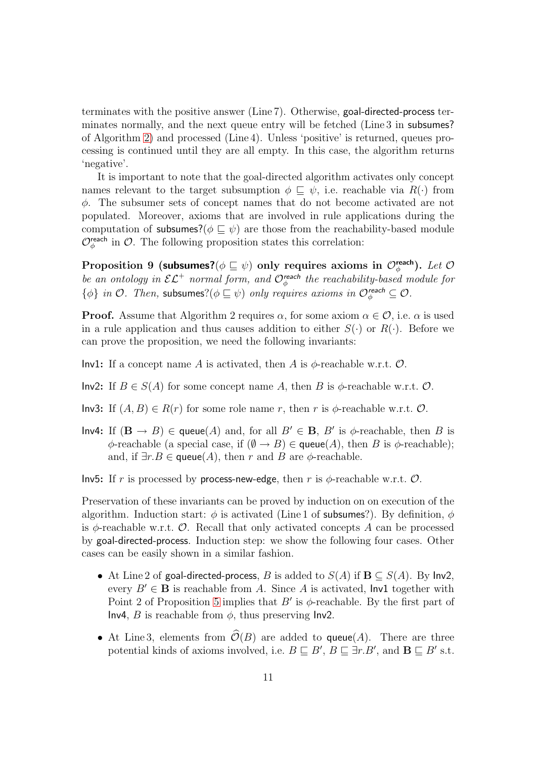terminates with the positive answer (Line 7). Otherwise, goal-directed-process terminates normally, and the next queue entry will be fetched (Line 3 in subsumes? of Algorithm 2) and processed (Line 4). Unless 'positive' is returned, queues processing is continued until they are all empty. In this case, the algorithm returns 'negative'.

It is important to note that the goal-directed algorithm activates only concept names relevant to the target subsumption $\phi \sqsubseteq \psi$, i.e. reachable via $R(\cdot)$ from $\phi$. The subsumer sets of concept names that do not become activated are not populated. Moreover, axioms that are involved in rule applications during the computation of subsumes?$(\phi \sqsubseteq \psi)$ are those from the reachability-based module $\mathcal{O}^{\mathsf{reach}}_{\phi}$ in $\mathcal{O}$. The following proposition states this correlation:

**Proposition 9 (subsumes?$(\phi \sqsubseteq \psi)$ only requires axioms in $\mathcal{O}^{\mathsf{reach}}_{\phi}$).** *Let $\mathcal{O}$ be an ontology in $\mathcal{EL}^{+}$ normal form, and $\mathcal{O}^{\mathsf{reach}}_{\phi}$ the reachability-based module for $\{\phi\}$ in $\mathcal{O}$. Then,* subsumes?$(\phi \sqsubseteq \psi)$ *only requires axioms in $\mathcal{O}^{\mathsf{reach}}_{\phi} \subseteq \mathcal{O}$.*

**Proof.** Assume that Algorithm 2 requires $\alpha$, for some axiom $\alpha \in \mathcal{O}$, i.e. $\alpha$ is used in a rule application and thus causes addition to either $S(\cdot)$ or $R(\cdot)$. Before we can prove the proposition, we need the following invariants:

Inv1: If a concept name $A$ is activated, then $A$ is $\phi$-reachable w.r.t. $\mathcal{O}$.

Inv2: If $B \in S(A)$ for some concept name $A$, then $B$ is $\phi$-reachable w.r.t. $\mathcal{O}$.

Inv3: If $(A, B) \in R(r)$ for some role name $r$, then $r$ is $\phi$-reachable w.r.t. $\mathcal{O}$.

Inv4: If $(\mathbf{B} \rightarrow B) \in$ queue$(A)$ and, for all $B' \in \mathbf{B}$, $B'$ is $\phi$-reachable, then $B$ is $\phi$-reachable (a special case, if $(\emptyset \rightarrow B) \in$ queue$(A)$, then $B$ is $\phi$-reachable); and, if $\exists r.B \in$ queue$(A)$, then $r$ and $B$ are $\phi$-reachable.

Inv5: If $r$ is processed by process-new-edge, then $r$ is $\phi$-reachable w.r.t. $\mathcal{O}$.

Preservation of these invariants can be proved by induction on on execution of the algorithm. Induction start: $\phi$ is activated (Line 1 of subsumes?). By definition, $\phi$ is $\phi$-reachable w.r.t. $\mathcal{O}$. Recall that only activated concepts $A$ can be processed by goal-directed-process. Induction step: we show the following four cases. Other cases can be easily shown in a similar fashion.

- At Line 2 of goal-directed-process, $B$ is added to $S(A)$ if $\mathbf{B} \subseteq S(A)$. By Inv2, every $B' \in \mathbf{B}$ is reachable from $A$. Since $A$ is activated, Inv1 together with Point 2 of Proposition 5 implies that $B'$ is $\phi$-reachable. By the first part of Inv4, $B$ is reachable from $\phi$, thus preserving Inv2.
- At Line 3, elements from $\widehat{\mathcal{O}}(B)$ are added to queue$(A)$. There are three potential kinds of axioms involved, i.e. $B \sqsubseteq B'$, $B \sqsubseteq \exists r.B'$, and $\mathbf{B} \sqsubseteq B'$ s.t.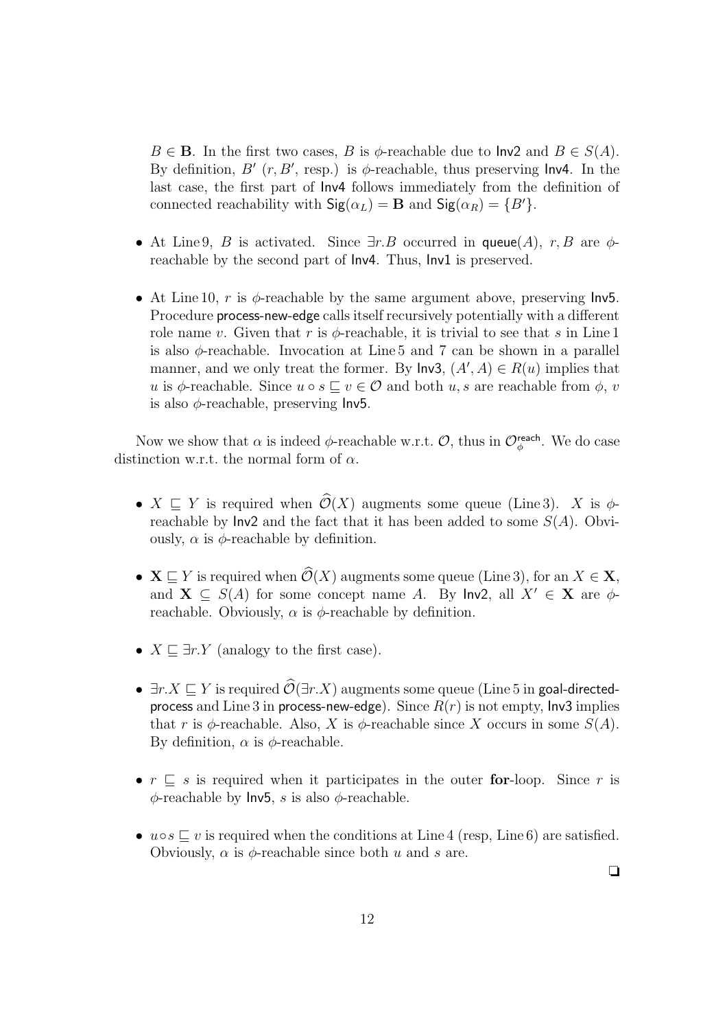$B \in \mathbf{B}$. In the first two cases, $B$ is $\phi$-reachable due to Inv2 and $B \in S(A)$. By definition, $B'$ ($r, B'$, resp.) is $\phi$-reachable, thus preserving Inv4. In the last case, the first part of Inv4 follows immediately from the definition of connected reachability with $\mathsf{Sig}(\alpha_L) = \mathbf{B}$ and $\mathsf{Sig}(\alpha_R) = \{B'\}$.

- At Line 9, $B$ is activated. Since $\exists r.B$ occurred in $\mathsf{queue}(A)$, $r, B$ are $\phi$-reachable by the second part of Inv4. Thus, Inv1 is preserved.

- At Line 10, $r$ is $\phi$-reachable by the same argument above, preserving Inv5. Procedure process-new-edge calls itself recursively potentially with a different role name $v$. Given that $r$ is $\phi$-reachable, it is trivial to see that $s$ in Line 1 is also $\phi$-reachable. Invocation at Line 5 and 7 can be shown in a parallel manner, and we only treat the former. By Inv3, $(A', A) \in R(u)$ implies that $u$ is $\phi$-reachable. Since $u \circ s \sqsubseteq v \in \mathcal{O}$ and both $u, s$ are reachable from $\phi$, $v$ is also $\phi$-reachable, preserving Inv5.

Now we show that $\alpha$ is indeed $\phi$-reachable w.r.t. $\mathcal{O}$, thus in $\mathcal{O}^{\mathsf{reach}}_{\phi}$. We do case distinction w.r.t. the normal form of $\alpha$.

- $X \sqsubseteq Y$ is required when $\widehat{\mathcal{O}}(X)$ augments some queue (Line 3). $X$ is $\phi$-reachable by Inv2 and the fact that it has been added to some $S(A)$. Obviously, $\alpha$ is $\phi$-reachable by definition.

- $\mathbf{X} \sqsubseteq Y$ is required when $\widehat{\mathcal{O}}(X)$ augments some queue (Line 3), for an $X \in \mathbf{X}$, and $\mathbf{X} \subseteq S(A)$ for some concept name $A$. By Inv2, all $X' \in \mathbf{X}$ are $\phi$-reachable. Obviously, $\alpha$ is $\phi$-reachable by definition.

- $X \sqsubseteq \exists r.Y$ (analogy to the first case).

- $\exists r.X \sqsubseteq Y$ is required $\widehat{\mathcal{O}}(\exists r.X)$ augments some queue (Line 5 in goal-directed-process and Line 3 in process-new-edge). Since $R(r)$ is not empty, Inv3 implies that $r$ is $\phi$-reachable. Also, $X$ is $\phi$-reachable since $X$ occurs in some $S(A)$. By definition, $\alpha$ is $\phi$-reachable.

- $r \sqsubseteq s$ is required when it participates in the outer **for**-loop. Since $r$ is $\phi$-reachable by Inv5, $s$ is also $\phi$-reachable.

- $u \circ s \sqsubseteq v$ is required when the conditions at Line 4 (resp, Line 6) are satisfied. Obviously, $\alpha$ is $\phi$-reachable since both $u$ and $s$ are.

❏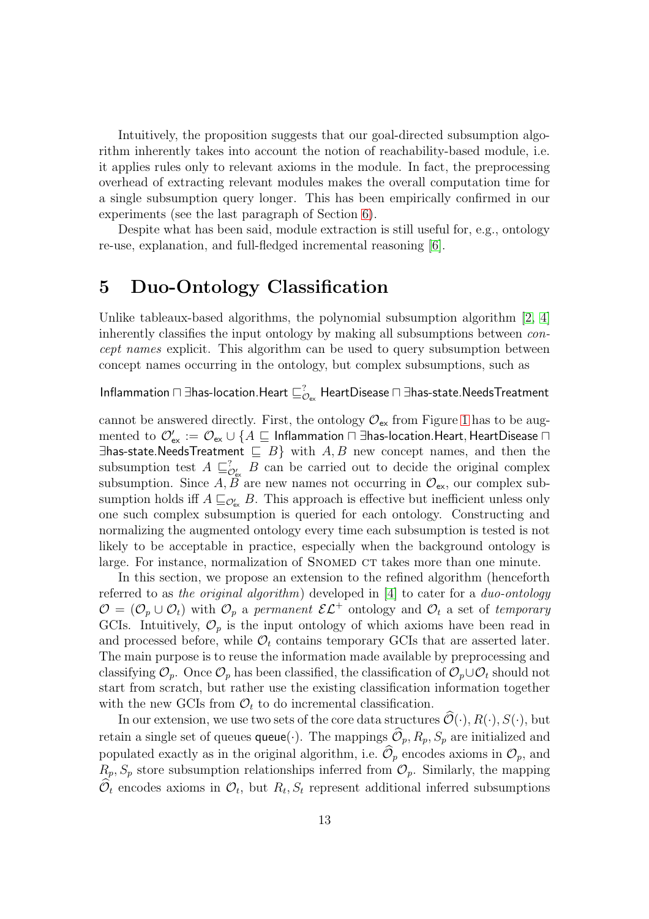Intuitively, the proposition suggests that our goal-directed subsumption algorithm inherently takes into account the notion of reachability-based module, i.e. it applies rules only to relevant axioms in the module. In fact, the preprocessing overhead of extracting relevant modules makes the overall computation time for a single subsumption query longer. This has been empirically confirmed in our experiments (see the last paragraph of Section 6).

Despite what has been said, module extraction is still useful for, e.g., ontology re-use, explanation, and full-fledged incremental reasoning [6].

# 5 Duo-Ontology Classification

Unlike tableaux-based algorithms, the polynomial subsumption algorithm [2, 4] inherently classifies the input ontology by making all subsumptions between *concept names* explicit. This algorithm can be used to query subsumption between concept names occurring in the ontology, but complex subsumptions, such as

$$\mathsf{Inflammation} \sqcap \exists \mathsf{has\text{-}location}.\mathsf{Heart} \sqsubseteq^?_{\mathcal{O}_{\mathsf{ex}}} \mathsf{HeartDisease} \sqcap \exists \mathsf{has\text{-}state}.\mathsf{NeedsTreatment}$$

cannot be answered directly. First, the ontology $\mathcal{O}_{\mathsf{ex}}$ from Figure 1 has to be augmented to $\mathcal{O}'_{\mathsf{ex}} := \mathcal{O}_{\mathsf{ex}} \cup \{A \sqsubseteq \mathsf{Inflammation} \sqcap \exists \mathsf{has\text{-}location}.\mathsf{Heart}, \mathsf{HeartDisease} \sqcap \exists \mathsf{has\text{-}state}.\mathsf{NeedsTreatment} \sqsubseteq B\}$ with $A, B$ new concept names, and then the subsumption test $A \sqsubseteq^?_{\mathcal{O}'_{\mathsf{ex}}} B$ can be carried out to decide the original complex subsumption. Since $A, B$ are new names not occurring in $\mathcal{O}_{\mathsf{ex}}$, our complex subsumption holds iff $A \sqsubseteq_{\mathcal{O}'_{\mathsf{ex}}} B$. This approach is effective but inefficient unless only one such complex subsumption is queried for each ontology. Constructing and normalizing the augmented ontology every time each subsumption is tested is not likely to be acceptable in practice, especially when the background ontology is large. For instance, normalization of SNOMED CT takes more than one minute.

In this section, we propose an extension to the refined algorithm (henceforth referred to as *the original algorithm*) developed in [4] to cater for a *duo-ontology* $\mathcal{O} = (\mathcal{O}_p \cup \mathcal{O}_t)$ with $\mathcal{O}_p$ a *permanent* $\mathcal{EL}^+$ ontology and $\mathcal{O}_t$ a set of *temporary* GCIs. Intuitively, $\mathcal{O}_p$ is the input ontology of which axioms have been read in and processed before, while $\mathcal{O}_t$ contains temporary GCIs that are asserted later. The main purpose is to reuse the information made available by preprocessing and classifying $\mathcal{O}_p$. Once $\mathcal{O}_p$ has been classified, the classification of $\mathcal{O}_p \cup \mathcal{O}_t$ should not start from scratch, but rather use the existing classification information together with the new GCIs from $\mathcal{O}_t$ to do incremental classification.

In our extension, we use two sets of the core data structures $\widehat{\mathcal{O}}(\cdot), R(\cdot), S(\cdot)$, but retain a single set of queues $\mathsf{queue}(\cdot)$. The mappings $\widehat{\mathcal{O}}_p, R_p, S_p$ are initialized and populated exactly as in the original algorithm, i.e. $\widehat{\mathcal{O}}_p$ encodes axioms in $\mathcal{O}_p$, and $R_p, S_p$ store subsumption relationships inferred from $\mathcal{O}_p$. Similarly, the mapping $\widehat{\mathcal{O}}_t$ encodes axioms in $\mathcal{O}_t$, but $R_t, S_t$ represent additional inferred subsumptions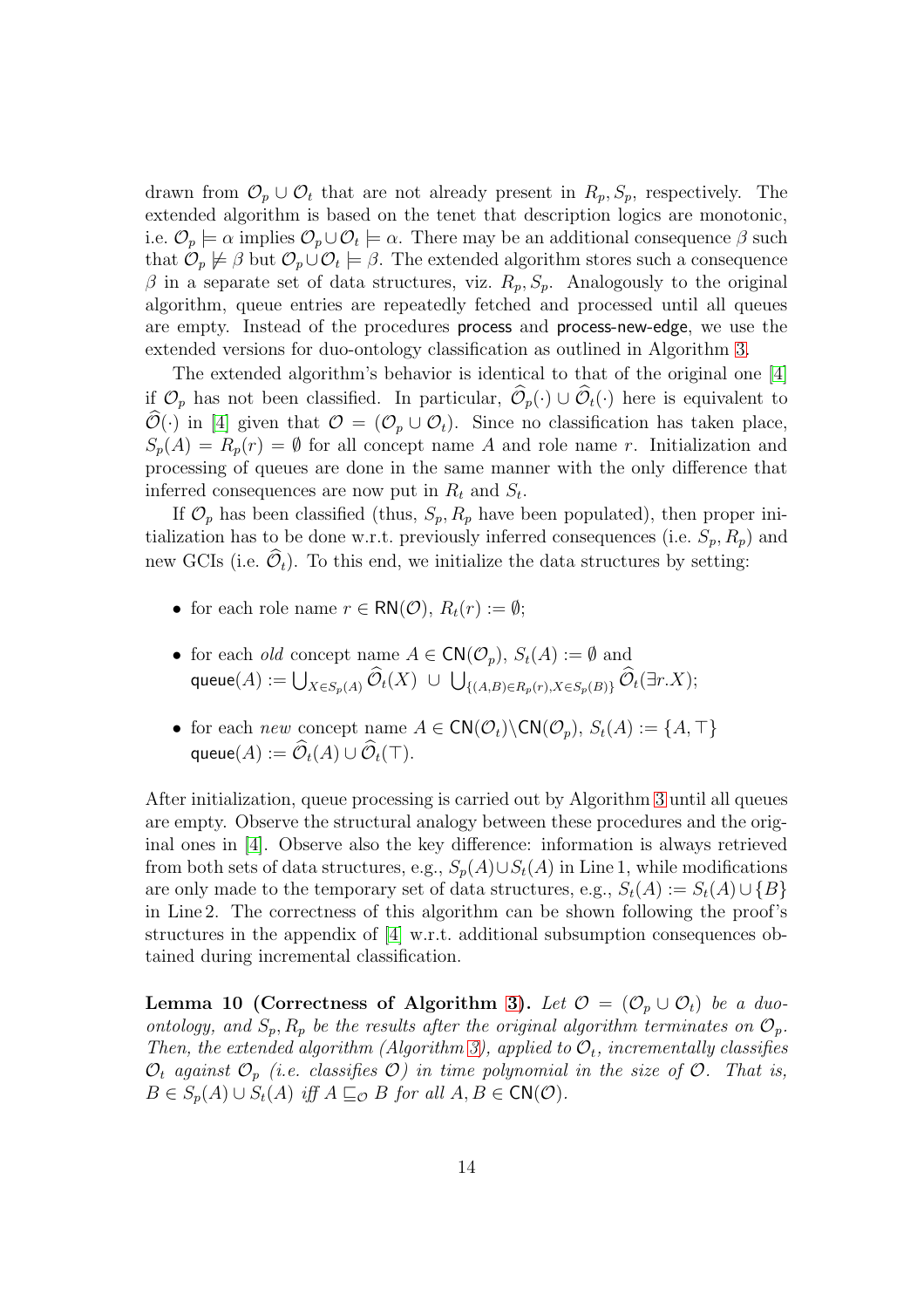drawn from $\mathcal{O}_p \cup \mathcal{O}_t$ that are not already present in $R_p, S_p$, respectively. The extended algorithm is based on the tenet that description logics are monotonic, i.e. $\mathcal{O}_p \models \alpha$ implies $\mathcal{O}_p \cup \mathcal{O}_t \models \alpha$. There may be an additional consequence $\beta$ such that $\mathcal{O}_p \not\models \beta$ but $\mathcal{O}_p \cup \mathcal{O}_t \models \beta$. The extended algorithm stores such a consequence $\beta$ in a separate set of data structures, viz. $R_p, S_p$. Analogously to the original algorithm, queue entries are repeatedly fetched and processed until all queues are empty. Instead of the procedures process and process-new-edge, we use the extended versions for duo-ontology classification as outlined in Algorithm 3.

The extended algorithm's behavior is identical to that of the original one [4] if $\mathcal{O}_p$ has not been classified. In particular, $\widehat{\mathcal{O}}_p(\cdot) \cup \widehat{\mathcal{O}}_t(\cdot)$ here is equivalent to $\widehat{\mathcal{O}}(\cdot)$ in [4] given that $\mathcal{O} = (\mathcal{O}_p \cup \mathcal{O}_t)$. Since no classification has taken place, $S_p(A) = R_p(r) = \emptyset$ for all concept name $A$ and role name $r$. Initialization and processing of queues are done in the same manner with the only difference that inferred consequences are now put in $R_t$ and $S_t$.

If $\mathcal{O}_p$ has been classified (thus, $S_p, R_p$ have been populated), then proper initialization has to be done w.r.t. previously inferred consequences (i.e. $S_p, R_p$) and new GCIs (i.e. $\widehat{\mathcal{O}}_t$). To this end, we initialize the data structures by setting:

- for each role name $r \in \mathsf{RN}(\mathcal{O})$, $R_t(r) := \emptyset$;
- for each *old* concept name $A \in \mathsf{CN}(\mathcal{O}_p)$, $S_t(A) := \emptyset$ and $\mathsf{queue}(A) := \bigcup_{X \in S_p(A)} \widehat{\mathcal{O}}_t(X) \;\cup\; \bigcup_{\{(A,B) \in R_p(r), X \in S_p(B)\}} \widehat{\mathcal{O}}_t(\exists r.X)$;
- for each *new* concept name $A \in \mathsf{CN}(\mathcal{O}_t) \backslash \mathsf{CN}(\mathcal{O}_p)$, $S_t(A) := \{A, \top\}$ $\mathsf{queue}(A) := \widehat{\mathcal{O}}_t(A) \cup \widehat{\mathcal{O}}_t(\top)$.

After initialization, queue processing is carried out by Algorithm 3 until all queues are empty. Observe the structural analogy between these procedures and the original ones in [4]. Observe also the key difference: information is always retrieved from both sets of data structures, e.g., $S_p(A) \cup S_t(A)$ in Line 1, while modifications are only made to the temporary set of data structures, e.g., $S_t(A) := S_t(A) \cup \{B\}$ in Line 2. The correctness of this algorithm can be shown following the proof's structures in the appendix of [4] w.r.t. additional subsumption consequences obtained during incremental classification.

**Lemma 10 (Correctness of Algorithm 3).** *Let $\mathcal{O} = (\mathcal{O}_p \cup \mathcal{O}_t)$ be a duo-ontology, and $S_p, R_p$ be the results after the original algorithm terminates on $\mathcal{O}_p$. Then, the extended algorithm (Algorithm 3), applied to $\mathcal{O}_t$, incrementally classifies $\mathcal{O}_t$ against $\mathcal{O}_p$ (i.e. classifies $\mathcal{O}$) in time polynomial in the size of $\mathcal{O}$. That is, $B \in S_p(A) \cup S_t(A)$ iff $A \sqsubseteq_{\mathcal{O}} B$ for all $A, B \in \mathsf{CN}(\mathcal{O})$.*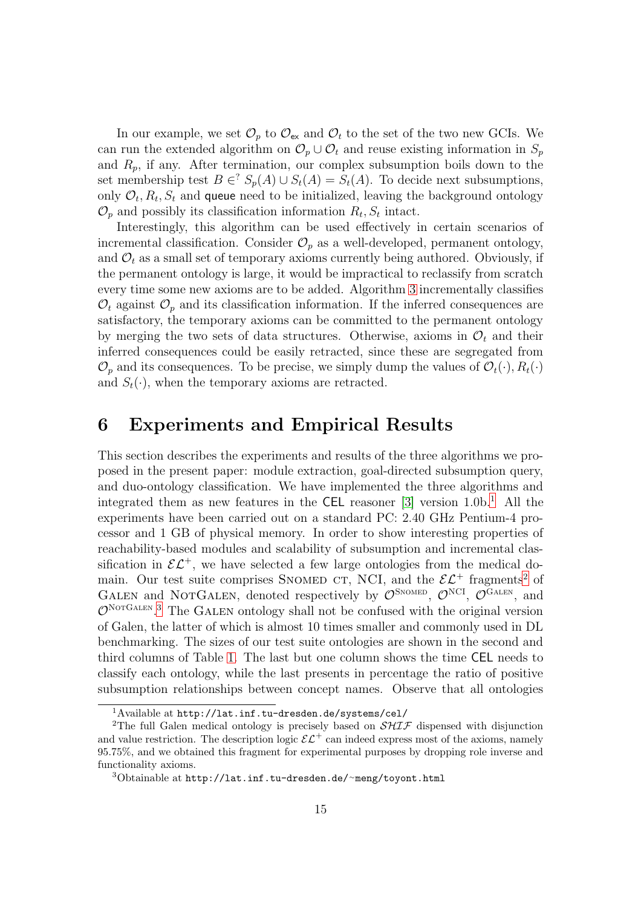In our example, we set $\mathcal{O}_p$ to $\mathcal{O}_{\mathsf{ex}}$ and $\mathcal{O}_t$ to the set of the two new GCIs. We can run the extended algorithm on $\mathcal{O}_p \cup \mathcal{O}_t$ and reuse existing information in $S_p$ and $R_p$, if any. After termination, our complex subsumption boils down to the set membership test $B \in^? S_p(A) \cup S_t(A) = S_t(A)$. To decide next subsumptions, only $\mathcal{O}_t, R_t, S_t$ and `queue` need to be initialized, leaving the background ontology $\mathcal{O}_p$ and possibly its classification information $R_t, S_t$ intact.

Interestingly, this algorithm can be used effectively in certain scenarios of incremental classification. Consider $\mathcal{O}_p$ as a well-developed, permanent ontology, and $\mathcal{O}_t$ as a small set of temporary axioms currently being authored. Obviously, if the permanent ontology is large, it would be impractical to reclassify from scratch every time some new axioms are to be added. Algorithm 3 incrementally classifies $\mathcal{O}_t$ against $\mathcal{O}_p$ and its classification information. If the inferred consequences are satisfactory, the temporary axioms can be committed to the permanent ontology by merging the two sets of data structures. Otherwise, axioms in $\mathcal{O}_t$ and their inferred consequences could be easily retracted, since these are segregated from $\mathcal{O}_p$ and its consequences. To be precise, we simply dump the values of $\mathcal{O}_t(\cdot), R_t(\cdot)$ and $S_t(\cdot)$, when the temporary axioms are retracted.

# 6 Experiments and Empirical Results

This section describes the experiments and results of the three algorithms we proposed in the present paper: module extraction, goal-directed subsumption query, and duo-ontology classification. We have implemented the three algorithms and integrated them as new features in the CEL reasoner [3] version 1.0b.[1] All the experiments have been carried out on a standard PC: 2.40 GHz Pentium-4 processor and 1 GB of physical memory. In order to show interesting properties of reachability-based modules and scalability of subsumption and incremental classification in $\mathcal{EL}^+$, we have selected a few large ontologies from the medical domain. Our test suite comprises Snomed ct, NCI, and the $\mathcal{EL}^+$ fragments[2] of Galen and NotGalen, denoted respectively by $\mathcal{O}^{\text{Snomed}}$, $\mathcal{O}^{\text{NCI}}$, $\mathcal{O}^{\text{Galen}}$, and $\mathcal{O}^{\text{NotGalen}}$.[3] The Galen ontology shall not be confused with the original version of Galen, the latter of which is almost 10 times smaller and commonly used in DL benchmarking. The sizes of our test suite ontologies are shown in the second and third columns of Table 1. The last but one column shows the time CEL needs to classify each ontology, while the last presents in percentage the ratio of positive subsumption relationships between concept names. Observe that all ontologies

[1] Available at http://lat.inf.tu-dresden.de/systems/cel/

[2] The full Galen medical ontology is precisely based on $\mathcal{SHIF}$ dispensed with disjunction and value restriction. The description logic $\mathcal{EL}^+$ can indeed express most of the axioms, namely 95.75%, and we obtained this fragment for experimental purposes by dropping role inverse and functionality axioms.

[3] Obtainable at http://lat.inf.tu-dresden.de/~meng/toyont.html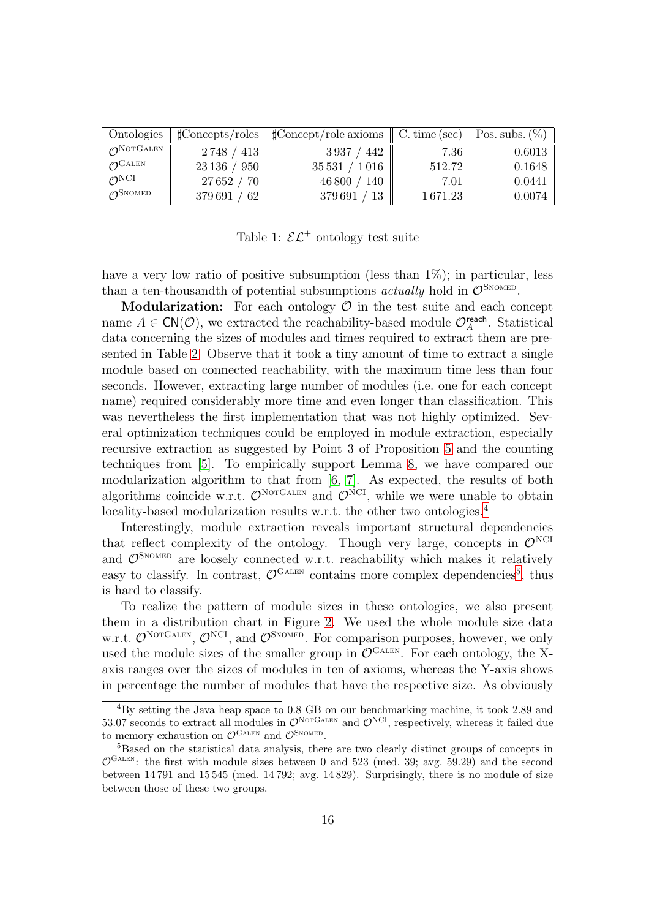| Ontologies | ♯Concepts/roles | ♯Concept/role axioms | C. time (sec) | Pos. subs. (%) |
|---|---|---|---|---|
| $\mathcal{O}^{\text{NotGalen}}$ | 2 748 / 413 | 3 937 / 442 | 7.36 | 0.6013 |
| $\mathcal{O}^{\text{Galen}}$ | 23 136 / 950 | 35 531 / 1 016 | 512.72 | 0.1648 |
| $\mathcal{O}^{\text{NCI}}$ | 27 652 / 70 | 46 800 / 140 | 7.01 | 0.0441 |
| $\mathcal{O}^{\text{Snomed}}$ | 379 691 / 62 | 379 691 / 13 | 1 671.23 | 0.0074 |

Table 1: $\mathcal{EL}^+$ ontology test suite

have a very low ratio of positive subsumption (less than 1%); in particular, less than a ten-thousandth of potential subsumptions *actually* hold in $\mathcal{O}^{\text{Snomed}}$.

**Modularization:** For each ontology $\mathcal{O}$ in the test suite and each concept name $A \in \mathsf{CN}(\mathcal{O})$, we extracted the reachability-based module $\mathcal{O}_A^{\mathsf{reach}}$. Statistical data concerning the sizes of modules and times required to extract them are presented in Table 2. Observe that it took a tiny amount of time to extract a single module based on connected reachability, with the maximum time less than four seconds. However, extracting large number of modules (i.e. one for each concept name) required considerably more time and even longer than classification. This was nevertheless the first implementation that was not highly optimized. Several optimization techniques could be employed in module extraction, especially recursive extraction as suggested by Point 3 of Proposition 5 and the counting techniques from [5]. To empirically support Lemma 8, we have compared our modularization algorithm to that from [6, 7]. As expected, the results of both algorithms coincide w.r.t. $\mathcal{O}^{\text{NotGalen}}$ and $\mathcal{O}^{\text{NCI}}$, while we were unable to obtain locality-based modularization results w.r.t. the other two ontologies.[4]

Interestingly, module extraction reveals important structural dependencies that reflect complexity of the ontology. Though very large, concepts in $\mathcal{O}^{\text{NCI}}$ and $\mathcal{O}^{\text{Snomed}}$ are loosely connected w.r.t. reachability which makes it relatively easy to classify. In contrast, $\mathcal{O}^{\text{Galen}}$ contains more complex dependencies[5], thus is hard to classify.

To realize the pattern of module sizes in these ontologies, we also present them in a distribution chart in Figure 2. We used the whole module size data w.r.t. $\mathcal{O}^{\text{NotGalen}}$, $\mathcal{O}^{\text{NCI}}$, and $\mathcal{O}^{\text{Snomed}}$. For comparison purposes, however, we only used the module sizes of the smaller group in $\mathcal{O}^{\text{Galen}}$. For each ontology, the X-axis ranges over the sizes of modules in ten of axioms, whereas the Y-axis shows in percentage the number of modules that have the respective size. As obviously

[4] By setting the Java heap space to 0.8 GB on our benchmarking machine, it took 2.89 and 53.07 seconds to extract all modules in $\mathcal{O}^{\text{NotGalen}}$ and $\mathcal{O}^{\text{NCI}}$, respectively, whereas it failed due to memory exhaustion on $\mathcal{O}^{\text{Galen}}$ and $\mathcal{O}^{\text{Snomed}}$.

[5] Based on the statistical data analysis, there are two clearly distinct groups of concepts in $\mathcal{O}^{\text{Galen}}$: the first with module sizes between 0 and 523 (med. 39; avg. 59.29) and the second between 14 791 and 15 545 (med. 14 792; avg. 14 829). Surprisingly, there is no module of size between those of these two groups.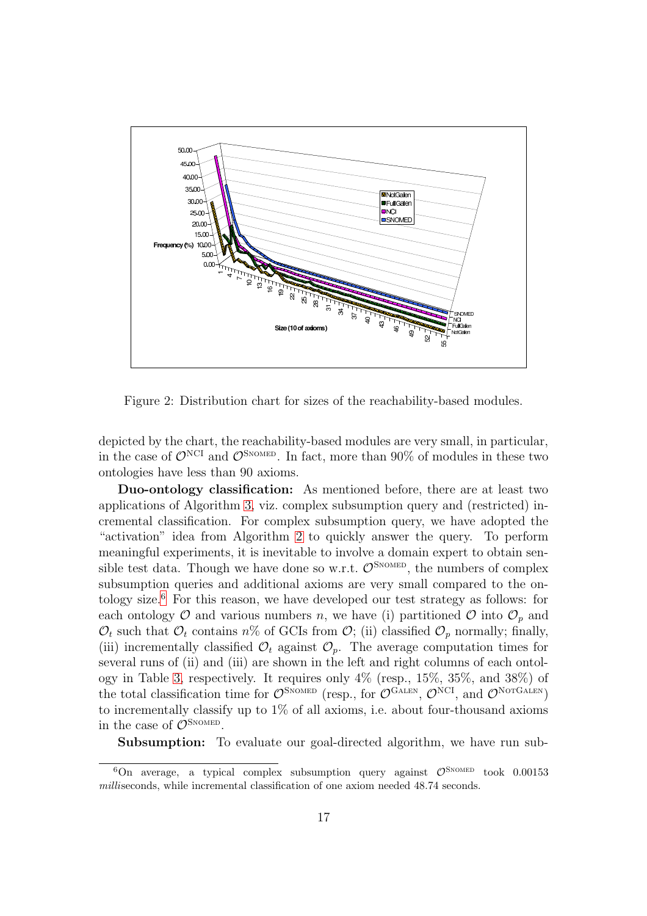50.00
45.00
40.00
35.00
30.00
25.00
20.00
15.00
Frequency (%) 10.00
5.00
0.00

1 4 7 10 13 16 19 22 25 28 31 34 37 40 43 46 49 52 55

Size (10 of axioms)

NotGalen
FullGalen
NCI
SNOMED

SNOMED
NCI
FullGalen
NotGalen

Figure 2: Distribution chart for sizes of the reachability-based modules.

depicted by the chart, the reachability-based modules are very small, in particular, in the case of $\mathcal{O}^{\text{NCI}}$ and $\mathcal{O}^{\text{SNOMED}}$. In fact, more than 90% of modules in these two ontologies have less than 90 axioms.

**Duo-ontology classification:** As mentioned before, there are at least two applications of Algorithm 3, viz. complex subsumption query and (restricted) incremental classification. For complex subsumption query, we have adopted the "activation" idea from Algorithm 2 to quickly answer the query. To perform meaningful experiments, it is inevitable to involve a domain expert to obtain sensible test data. Though we have done so w.r.t. $\mathcal{O}^{\text{SNOMED}}$, the numbers of complex subsumption queries and additional axioms are very small compared to the ontology size.[6] For this reason, we have developed our test strategy as follows: for each ontology $\mathcal{O}$ and various numbers $n$, we have (i) partitioned $\mathcal{O}$ into $\mathcal{O}_p$ and $\mathcal{O}_t$ such that $\mathcal{O}_t$ contains $n$% of GCIs from $\mathcal{O}$; (ii) classified $\mathcal{O}_p$ normally; finally, (iii) incrementally classified $\mathcal{O}_t$ against $\mathcal{O}_p$. The average computation times for several runs of (ii) and (iii) are shown in the left and right columns of each ontology in Table 3, respectively. It requires only 4% (resp., 15%, 35%, and 38%) of the total classification time for $\mathcal{O}^{\text{SNOMED}}$ (resp., for $\mathcal{O}^{\text{GALEN}}$, $\mathcal{O}^{\text{NCI}}$, and $\mathcal{O}^{\text{NOTGALEN}}$) to incrementally classify up to 1% of all axioms, i.e. about four-thousand axioms in the case of $\mathcal{O}^{\text{SNOMED}}$.

**Subsumption:** To evaluate our goal-directed algorithm, we have run sub-

[6] On average, a typical complex subsumption query against $\mathcal{O}^{\text{SNOMED}}$ took 0.00153 *milli*seconds, while incremental classification of one axiom needed 48.74 seconds.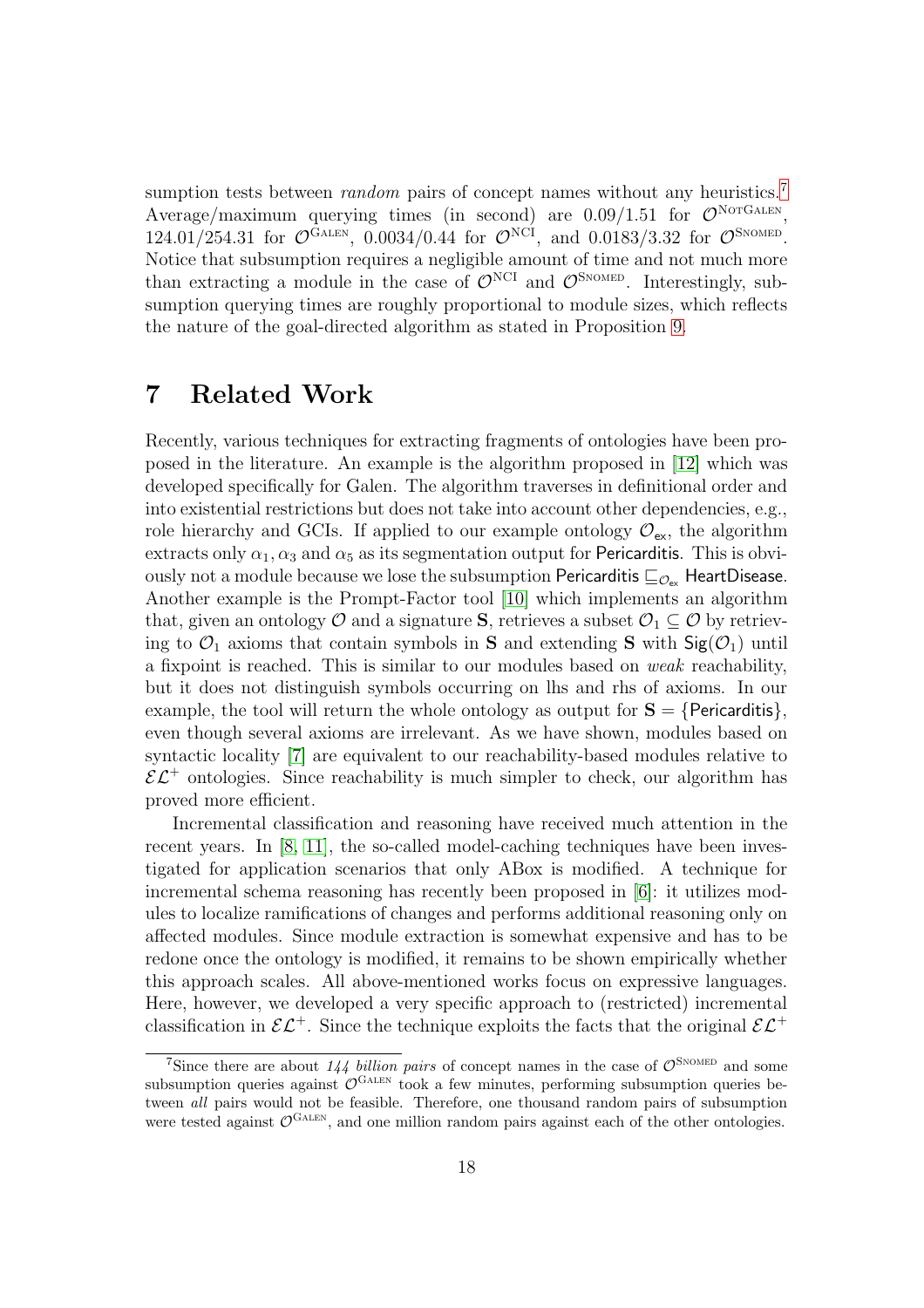sumption tests between *random* pairs of concept names without any heuristics.[7] Average/maximum querying times (in second) are 0.09/1.51 for $\mathcal{O}^{\text{NotGalen}}$, 124.01/254.31 for $\mathcal{O}^{\text{Galen}}$, 0.0034/0.44 for $\mathcal{O}^{\text{NCI}}$, and 0.0183/3.32 for $\mathcal{O}^{\text{Snomed}}$. Notice that subsumption requires a negligible amount of time and not much more than extracting a module in the case of $\mathcal{O}^{\text{NCI}}$ and $\mathcal{O}^{\text{Snomed}}$. Interestingly, subsumption querying times are roughly proportional to module sizes, which reflects the nature of the goal-directed algorithm as stated in Proposition 9.

# 7 Related Work

Recently, various techniques for extracting fragments of ontologies have been proposed in the literature. An example is the algorithm proposed in [12] which was developed specifically for Galen. The algorithm traverses in definitional order and into existential restrictions but does not take into account other dependencies, e.g., role hierarchy and GCIs. If applied to our example ontology $\mathcal{O}_{\mathsf{ex}}$, the algorithm extracts only $\alpha_1, \alpha_3$ and $\alpha_5$ as its segmentation output for Pericarditis. This is obviously not a module because we lose the subsumption $\mathsf{Pericarditis} \sqsubseteq_{\mathcal{O}_{\mathsf{ex}}} \mathsf{HeartDisease}$. Another example is the Prompt-Factor tool [10] which implements an algorithm that, given an ontology $\mathcal{O}$ and a signature $\mathbf{S}$, retrieves a subset $\mathcal{O}_1 \subseteq \mathcal{O}$ by retrieving to $\mathcal{O}_1$ axioms that contain symbols in $\mathbf{S}$ and extending $\mathbf{S}$ with $\mathsf{Sig}(\mathcal{O}_1)$ until a fixpoint is reached. This is similar to our modules based on *weak* reachability, but it does not distinguish symbols occurring on lhs and rhs of axioms. In our example, the tool will return the whole ontology as output for $\mathbf{S} = \{\mathsf{Pericarditis}\}$, even though several axioms are irrelevant. As we have shown, modules based on syntactic locality [7] are equivalent to our reachability-based modules relative to $\mathcal{EL}^+$ ontologies. Since reachability is much simpler to check, our algorithm has proved more efficient.

Incremental classification and reasoning have received much attention in the recent years. In [8, 11], the so-called model-caching techniques have been investigated for application scenarios that only ABox is modified. A technique for incremental schema reasoning has recently been proposed in [6]: it utilizes modules to localize ramifications of changes and performs additional reasoning only on affected modules. Since module extraction is somewhat expensive and has to be redone once the ontology is modified, it remains to be shown empirically whether this approach scales. All above-mentioned works focus on expressive languages. Here, however, we developed a very specific approach to (restricted) incremental classification in $\mathcal{EL}^+$. Since the technique exploits the facts that the original $\mathcal{EL}^+$

---

[7] Since there are about *144 billion pairs* of concept names in the case of $\mathcal{O}^{\text{Snomed}}$ and some subsumption queries against $\mathcal{O}^{\text{Galen}}$ took a few minutes, performing subsumption queries between *all* pairs would not be feasible. Therefore, one thousand random pairs of subsumption were tested against $\mathcal{O}^{\text{Galen}}$, and one million random pairs against each of the other ontologies.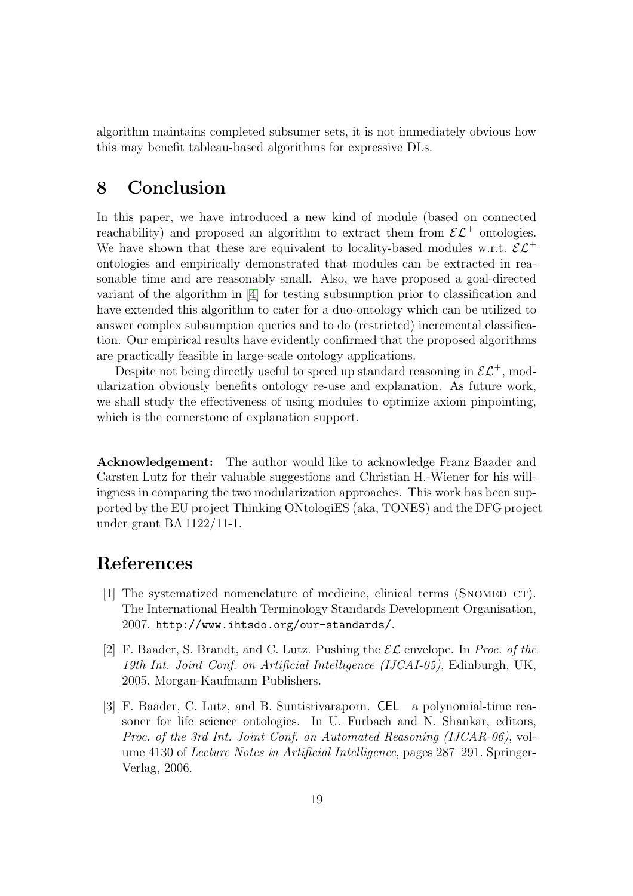algorithm maintains completed subsumer sets, it is not immediately obvious how this may benefit tableau-based algorithms for expressive DLs.

# 8 Conclusion

In this paper, we have introduced a new kind of module (based on connected reachability) and proposed an algorithm to extract them from $\mathcal{EL}^+$ ontologies. We have shown that these are equivalent to locality-based modules w.r.t. $\mathcal{EL}^+$ ontologies and empirically demonstrated that modules can be extracted in reasonable time and are reasonably small. Also, we have proposed a goal-directed variant of the algorithm in [4] for testing subsumption prior to classification and have extended this algorithm to cater for a duo-ontology which can be utilized to answer complex subsumption queries and to do (restricted) incremental classification. Our empirical results have evidently confirmed that the proposed algorithms are practically feasible in large-scale ontology applications.

Despite not being directly useful to speed up standard reasoning in $\mathcal{EL}^+$, modularization obviously benefits ontology re-use and explanation. As future work, we shall study the effectiveness of using modules to optimize axiom pinpointing, which is the cornerstone of explanation support.

**Acknowledgement:** The author would like to acknowledge Franz Baader and Carsten Lutz for their valuable suggestions and Christian H.-Wiener for his willingness in comparing the two modularization approaches. This work has been supported by the EU project Thinking ONtologiES (aka, TONES) and the DFG project under grant BA 1122/11-1.

# References

[1] The systematized nomenclature of medicine, clinical terms (SNOMED CT). The International Health Terminology Standards Development Organisation, 2007. `http://www.ihtsdo.org/our-standards/`.

[2] F. Baader, S. Brandt, and C. Lutz. Pushing the $\mathcal{EL}$ envelope. In *Proc. of the 19th Int. Joint Conf. on Artificial Intelligence (IJCAI-05)*, Edinburgh, UK, 2005. Morgan-Kaufmann Publishers.

[3] F. Baader, C. Lutz, and B. Suntisrivaraporn. CEL—a polynomial-time reasoner for life science ontologies. In U. Furbach and N. Shankar, editors, *Proc. of the 3rd Int. Joint Conf. on Automated Reasoning (IJCAR-06)*, volume 4130 of *Lecture Notes in Artificial Intelligence*, pages 287–291. Springer-Verlag, 2006.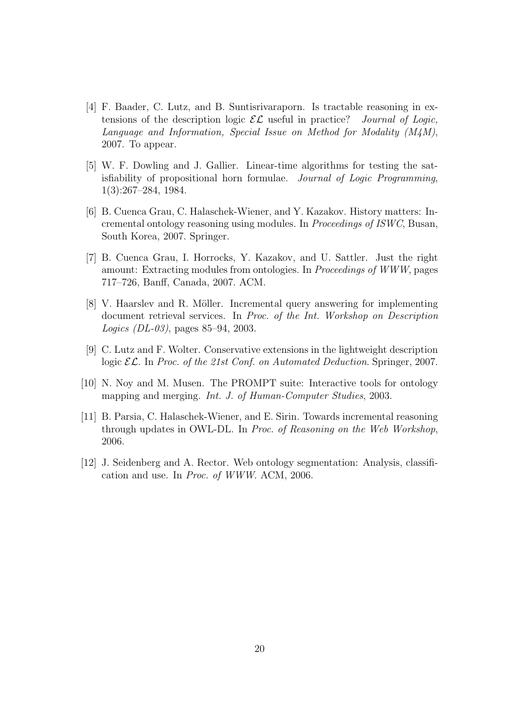[4] F. Baader, C. Lutz, and B. Suntisrivaraporn. Is tractable reasoning in extensions of the description logic $\mathcal{EL}$ useful in practice? *Journal of Logic, Language and Information, Special Issue on Method for Modality (M4M)*, 2007. To appear.

[5] W. F. Dowling and J. Gallier. Linear-time algorithms for testing the satisfiability of propositional horn formulae. *Journal of Logic Programming*, 1(3):267–284, 1984.

[6] B. Cuenca Grau, C. Halaschek-Wiener, and Y. Kazakov. History matters: Incremental ontology reasoning using modules. In *Proceedings of ISWC*, Busan, South Korea, 2007. Springer.

[7] B. Cuenca Grau, I. Horrocks, Y. Kazakov, and U. Sattler. Just the right amount: Extracting modules from ontologies. In *Proceedings of WWW*, pages 717–726, Banff, Canada, 2007. ACM.

[8] V. Haarslev and R. Möller. Incremental query answering for implementing document retrieval services. In *Proc. of the Int. Workshop on Description Logics (DL-03)*, pages 85–94, 2003.

[9] C. Lutz and F. Wolter. Conservative extensions in the lightweight description logic $\mathcal{EL}$. In *Proc. of the 21st Conf. on Automated Deduction*. Springer, 2007.

[10] N. Noy and M. Musen. The PROMPT suite: Interactive tools for ontology mapping and merging. *Int. J. of Human-Computer Studies*, 2003.

[11] B. Parsia, C. Halaschek-Wiener, and E. Sirin. Towards incremental reasoning through updates in OWL-DL. In *Proc. of Reasoning on the Web Workshop*, 2006.

[12] J. Seidenberg and A. Rector. Web ontology segmentation: Analysis, classification and use. In *Proc. of WWW*. ACM, 2006.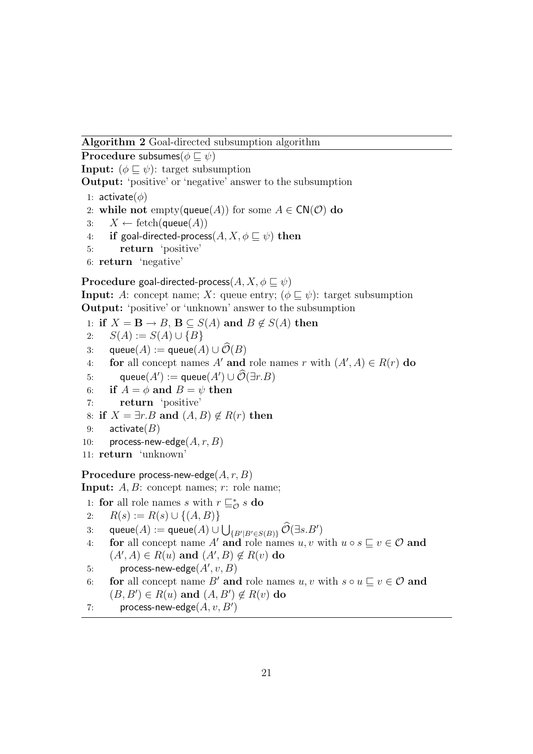**Algorithm 2** Goal-directed subsumption algorithm

**Procedure** subsumes($\phi \sqsubseteq \psi$)

**Input:** ($\phi \sqsubseteq \psi$): target subsumption

**Output:** 'positive' or 'negative' answer to the subsumption

1: activate($\phi$)
2: **while not** empty(queue($A$)) for some $A \in \mathsf{CN}(\mathcal{O})$ **do**
3: $\quad X \leftarrow$ fetch(queue($A$))
4: $\quad$ **if** goal-directed-process($A, X, \phi \sqsubseteq \psi$) **then**
5: $\quad\quad$ **return** 'positive'
6: **return** 'negative'

**Procedure** goal-directed-process($A, X, \phi \sqsubseteq \psi$)

**Input:** $A$: concept name; $X$: queue entry; ($\phi \sqsubseteq \psi$): target subsumption

**Output:** 'positive' or 'unknown' answer to the subsumption

1: **if** $X = \mathbf{B} \rightarrow B$, $\mathbf{B} \subseteq S(A)$ **and** $B \notin S(A)$ **then**
2: $\quad S(A) := S(A) \cup \{B\}$
3: $\quad$ queue($A$) := queue($A$) $\cup\, \widehat{\mathcal{O}}(B)$
4: $\quad$ **for** all concept names $A'$ **and** role names $r$ with $(A', A) \in R(r)$ **do**
5: $\quad\quad$ queue($A'$) := queue($A'$) $\cup\, \widehat{\mathcal{O}}(\exists r.B)$
6: $\quad$ **if** $A = \phi$ **and** $B = \psi$ **then**
7: $\quad\quad$ **return** 'positive'
8: **if** $X = \exists r.B$ **and** $(A, B) \notin R(r)$ **then**
9: $\quad$ activate($B$)
10: $\quad$ process-new-edge($A, r, B$)
11: **return** 'unknown'

**Procedure** process-new-edge($A, r, B$)

**Input:** $A, B$: concept names; $r$: role name;

1: **for** all role names $s$ with $r \sqsubseteq^*_{\mathcal{O}} s$ **do**
2: $\quad R(s) := R(s) \cup \{(A, B)\}$
3: $\quad$ queue($A$) := queue($A$) $\cup \bigcup_{\{B' \mid B' \in S(B)\}} \widehat{\mathcal{O}}(\exists s.B')$
4: $\quad$ **for** all concept name $A'$ **and** role names $u, v$ with $u \circ s \sqsubseteq v \in \mathcal{O}$ **and** $(A', A) \in R(u)$ **and** $(A', B) \notin R(v)$ **do**
5: $\quad\quad$ process-new-edge($A', v, B$)
6: $\quad$ **for** all concept name $B'$ **and** role names $u, v$ with $s \circ u \sqsubseteq v \in \mathcal{O}$ **and** $(B, B') \in R(u)$ **and** $(A, B') \notin R(v)$ **do**
7: $\quad\quad$ process-new-edge($A, v, B'$)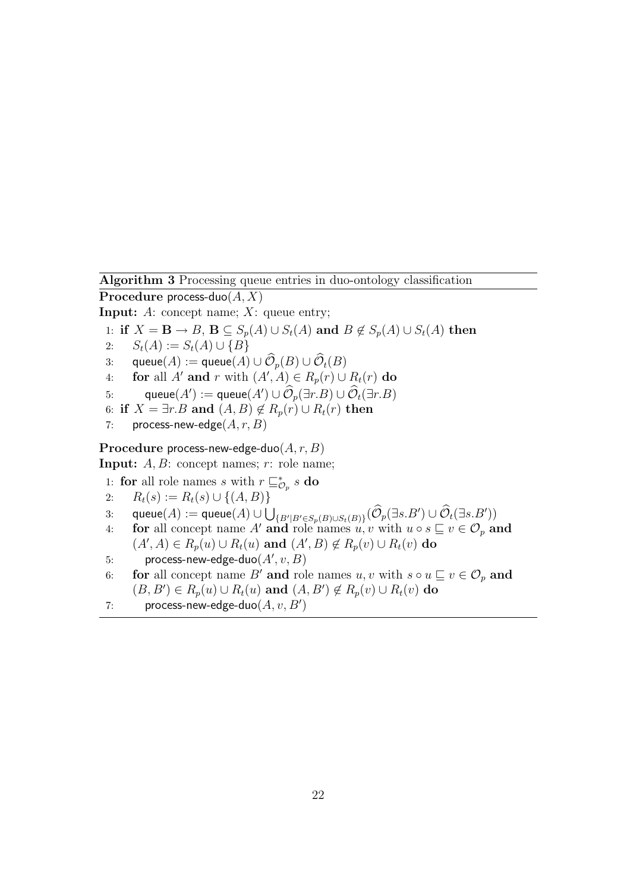**Algorithm 3** Processing queue entries in duo-ontology classification

**Procedure** process-duo$(A, X)$

**Input:** $A$: concept name; $X$: queue entry;

1: **if** $X = \mathbf{B} \rightarrow B$, $\mathbf{B} \subseteq S_p(A) \cup S_t(A)$ **and** $B \notin S_p(A) \cup S_t(A)$ **then**
2: $\quad S_t(A) := S_t(A) \cup \{B\}$
3: $\quad \mathsf{queue}(A) := \mathsf{queue}(A) \cup \widehat{\mathcal{O}}_p(B) \cup \widehat{\mathcal{O}}_t(B)$
4: $\quad$ **for** all $A'$ **and** $r$ with $(A', A) \in R_p(r) \cup R_t(r)$ **do**
5: $\quad\quad \mathsf{queue}(A') := \mathsf{queue}(A') \cup \widehat{\mathcal{O}}_p(\exists r.B) \cup \widehat{\mathcal{O}}_t(\exists r.B)$
6: **if** $X = \exists r.B$ **and** $(A, B) \notin R_p(r) \cup R_t(r)$ **then**
7: $\quad$ process-new-edge$(A, r, B)$

**Procedure** process-new-edge-duo$(A, r, B)$

**Input:** $A, B$: concept names; $r$: role name;

1: **for** all role names $s$ with $r \sqsubseteq^*_{\mathcal{O}_p} s$ **do**
2: $\quad R_t(s) := R_t(s) \cup \{(A, B)\}$
3: $\quad \mathsf{queue}(A) := \mathsf{queue}(A) \cup \bigcup_{\{B' | B' \in S_p(B) \cup S_t(B)\}} (\widehat{\mathcal{O}}_p(\exists s.B') \cup \widehat{\mathcal{O}}_t(\exists s.B'))$
4: $\quad$ **for** all concept name $A'$ **and** role names $u, v$ with $u \circ s \sqsubseteq v \in \mathcal{O}_p$ **and** $(A', A) \in R_p(u) \cup R_t(u)$ **and** $(A', B) \notin R_p(v) \cup R_t(v)$ **do**
5: $\quad\quad$ process-new-edge-duo$(A', v, B)$
6: $\quad$ **for** all concept name $B'$ **and** role names $u, v$ with $s \circ u \sqsubseteq v \in \mathcal{O}_p$ **and** $(B, B') \in R_p(u) \cup R_t(u)$ **and** $(A, B') \notin R_p(v) \cup R_t(v)$ **do**
7: $\quad\quad$ process-new-edge-duo$(A, v, B')$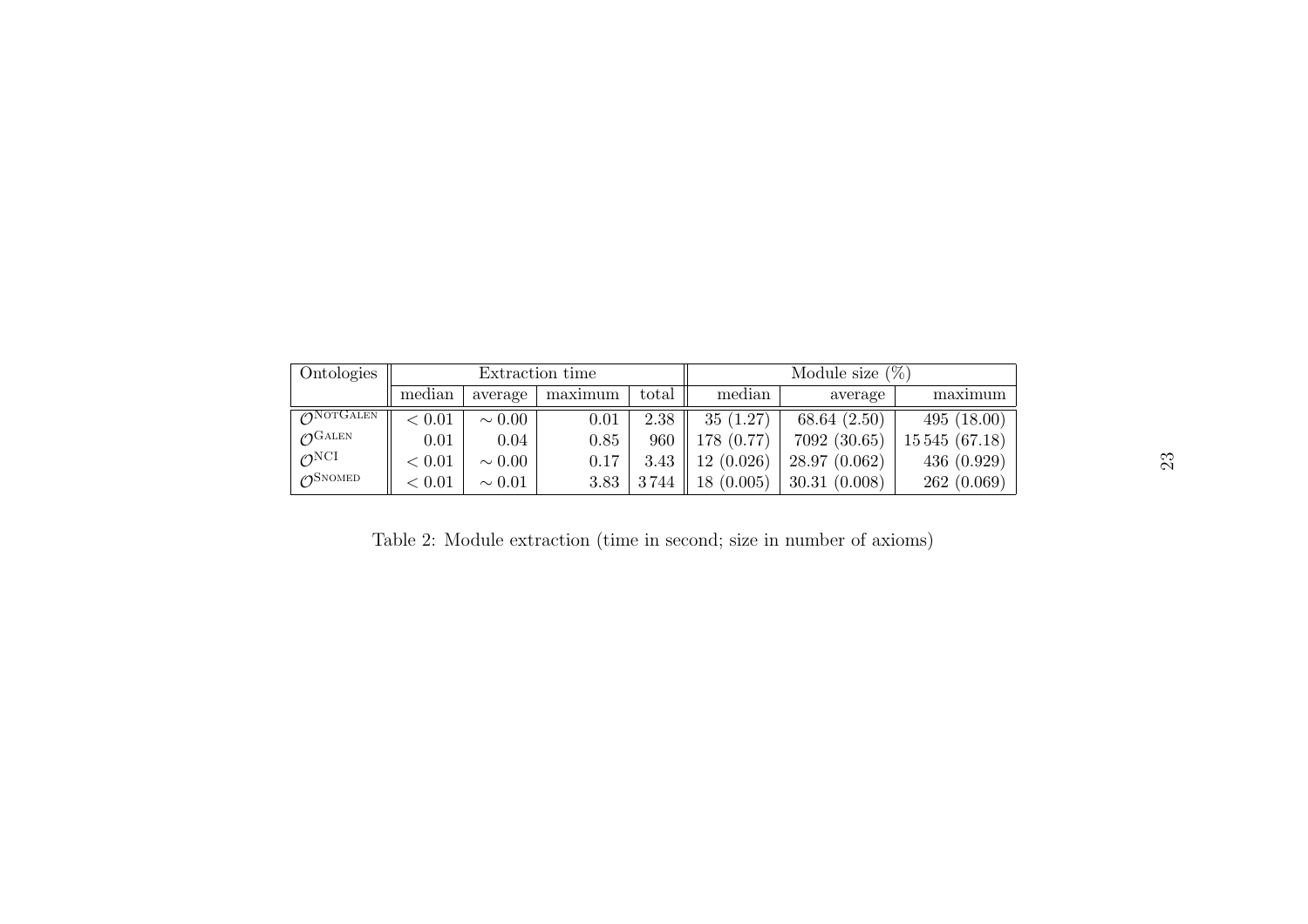| Ontologies | Extraction time | | | | Module size (%) | | |
|---|---|---|---|---|---|---|---|
| | median | average | maximum | total | median | average | maximum |
| $\mathcal{O}^{\textsc{NotGalen}}$ | $< 0.01$ | $\sim 0.00$ | 0.01 | 2.38 | 35 (1.27) | 68.64 (2.50) | 495 (18.00) |
| $\mathcal{O}^{\textsc{Galen}}$ | 0.01 | 0.04 | 0.85 | 960 | 178 (0.77) | 7092 (30.65) | 15 545 (67.18) |
| $\mathcal{O}^{\text{NCI}}$ | $< 0.01$ | $\sim 0.00$ | 0.17 | 3.43 | 12 (0.026) | 28.97 (0.062) | 436 (0.929) |
| $\mathcal{O}^{\textsc{Snomed}}$ | $< 0.01$ | $\sim 0.01$ | 3.83 | 3 744 | 18 (0.005) | 30.31 (0.008) | 262 (0.069) |

Table 2: Module extraction (time in second; size in number of axioms)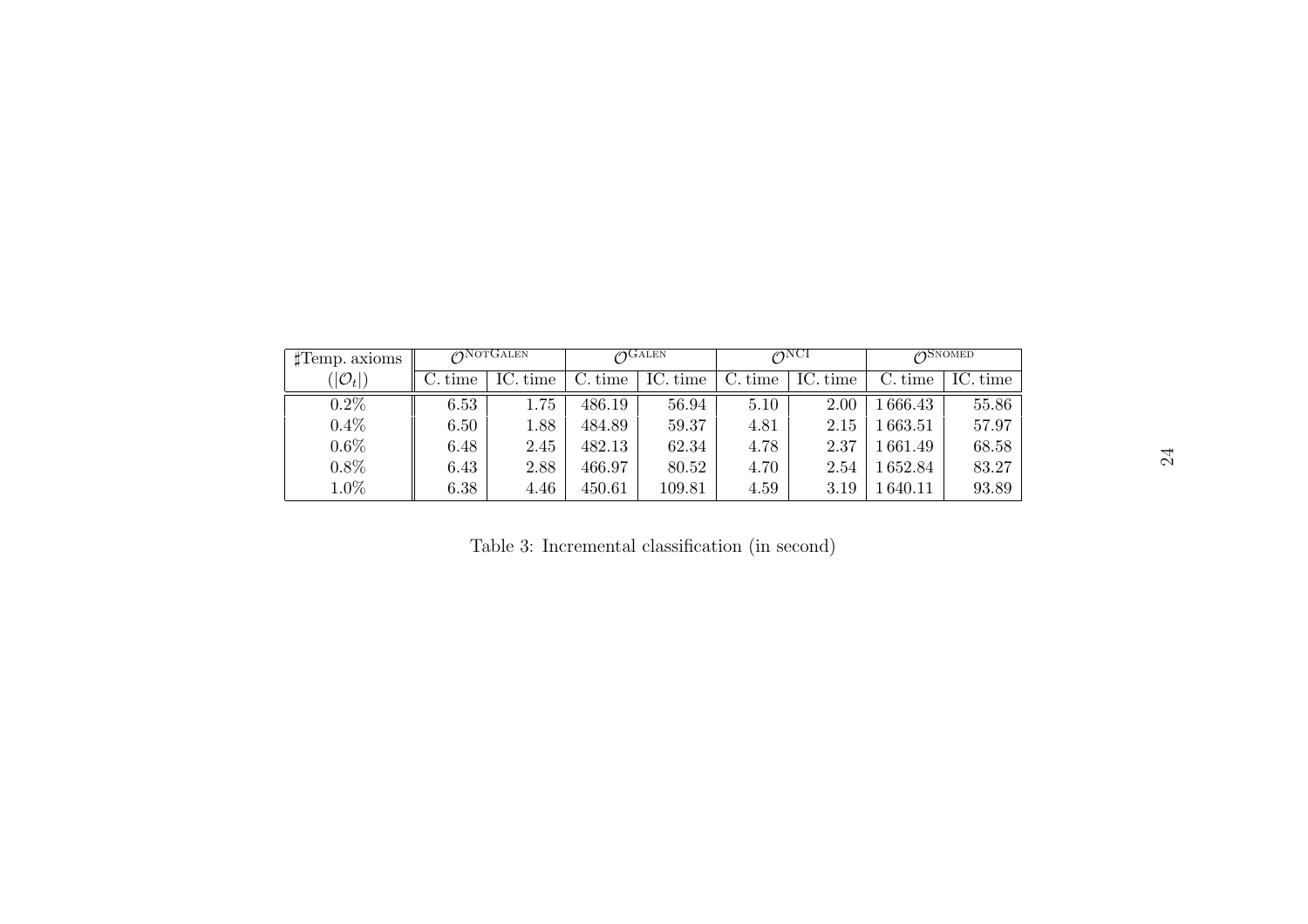| ♯Temp. axioms | $\mathcal{O}^{\text{NotGalen}}$ | | $\mathcal{O}^{\text{Galen}}$ | | $\mathcal{O}^{\text{NCI}}$ | | $\mathcal{O}^{\text{Snomed}}$ | |
|---|---|---|---|---|---|---|---|---|
| $(\vert\mathcal{O}_t\vert)$ | C. time | IC. time | C. time | IC. time | C. time | IC. time | C. time | IC. time |
| 0.2% | 6.53 | 1.75 | 486.19 | 56.94 | 5.10 | 2.00 | 1 666.43 | 55.86 |
| 0.4% | 6.50 | 1.88 | 484.89 | 59.37 | 4.81 | 2.15 | 1 663.51 | 57.97 |
| 0.6% | 6.48 | 2.45 | 482.13 | 62.34 | 4.78 | 2.37 | 1 661.49 | 68.58 |
| 0.8% | 6.43 | 2.88 | 466.97 | 80.52 | 4.70 | 2.54 | 1 652.84 | 83.27 |
| 1.0% | 6.38 | 4.46 | 450.61 | 109.81 | 4.59 | 3.19 | 1 640.11 | 93.89 |

Table 3: Incremental classification (in second)